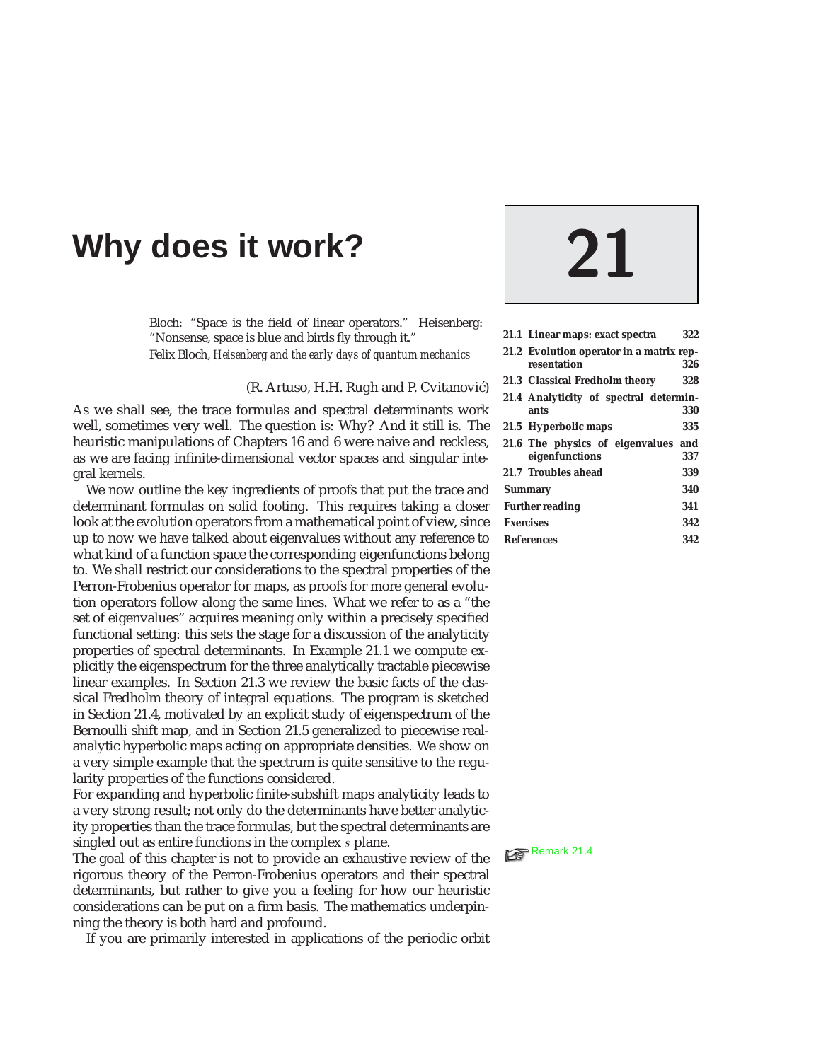# 21 Why does it work?

Bloch: "Space is the field of linear operators." Heisenberg: "Nonsense, space is blue and birds fly through it."
Felix Bloch, *Heisenberg and the early days of quantum mechanics*

| | |
|---|---|
| **21.1 Linear maps: exact spectra** | **322** |
| **21.2 Evolution operator in a matrix representation** | **326** |
| **21.3 Classical Fredholm theory** | **328** |
| **21.4 Analyticity of spectral determinants** | **330** |
| **21.5 Hyperbolic maps** | **335** |
| **21.6 The physics of eigenvalues and eigenfunctions** | **337** |
| **21.7 Troubles ahead** | **339** |
| **Summary** | **340** |
| **Further reading** | **341** |
| **Exercises** | **342** |
| **References** | **342** |

(R. Artuso, H.H. Rugh and P. Cvitanović)

As we shall see, the trace formulas and spectral determinants work well, sometimes very well. The question is: Why? And it still is. The heuristic manipulations of Chapters 16 and 6 were naive and reckless, as we are facing infinite-dimensional vector spaces and singular integral kernels.

We now outline the key ingredients of proofs that put the trace and determinant formulas on solid footing. This requires taking a closer look at the evolution operators from a mathematical point of view, since up to now we have talked about eigenvalues without any reference to what kind of a function space the corresponding eigenfunctions belong to. We shall restrict our considerations to the spectral properties of the Perron-Frobenius operator for maps, as proofs for more general evolution operators follow along the same lines. What we refer to as a "the set of eigenvalues" acquires meaning only within a precisely specified functional setting: this sets the stage for a discussion of the analyticity properties of spectral determinants. In Example 21.1 we compute explicitly the eigenspectrum for the three analytically tractable piecewise linear examples. In Section 21.3 we review the basic facts of the classical Fredholm theory of integral equations. The program is sketched in Section 21.4, motivated by an explicit study of eigenspectrum of the Bernoulli shift map, and in Section 21.5 generalized to piecewise real-analytic hyperbolic maps acting on appropriate densities. We show on a very simple example that the spectrum is quite sensitive to the regularity properties of the functions considered.

For expanding and hyperbolic finite-subshift maps analyticity leads to a very strong result; not only do the determinants have better analyticity properties than the trace formulas, but the spectral determinants are singled out as entire functions in the complex $s$ plane.

☞ Remark 21.4

The goal of this chapter is not to provide an exhaustive review of the rigorous theory of the Perron-Frobenius operators and their spectral determinants, but rather to give you a feeling for how our heuristic considerations can be put on a firm basis. The mathematics underpinning the theory is both hard and profound.

If you are primarily interested in applications of the periodic orbit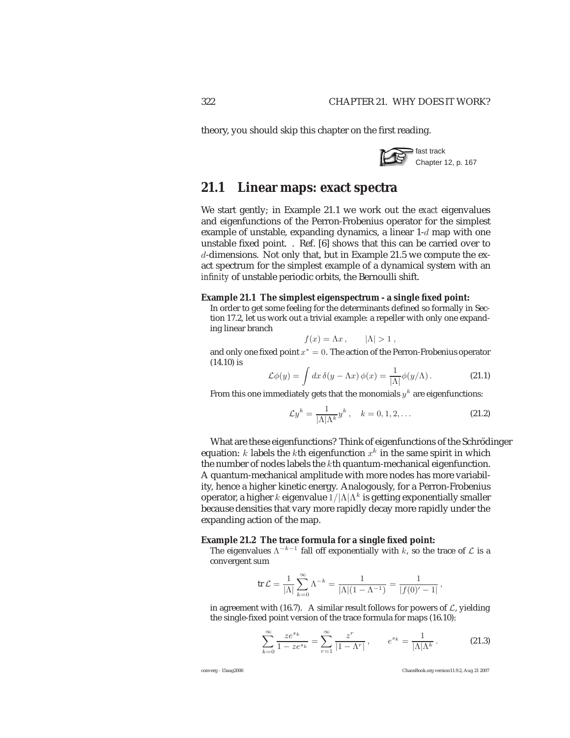theory, you should skip this chapter on the first reading.

fast track
Chapter 12, p. 167

## 21.1 Linear maps: exact spectra

We start gently; in Example 21.1 we work out the *exact* eigenvalues and eigenfunctions of the Perron-Frobenius operator for the simplest example of unstable, expanding dynamics, a linear 1-$d$ map with one unstable fixed point. . Ref. [6] shows that this can be carried over to $d$-dimensions. Not only that, but in Example 21.5 we compute the exact spectrum for the simplest example of a dynamical system with an *infinity* of unstable periodic orbits, the Bernoulli shift.

**Example 21.1 The simplest eigenspectrum - a single fixed point:**
In order to get some feeling for the determinants defined so formally in Section 17.2, let us work out a trivial example: a repeller with only one expanding linear branch

$$f(x) = \Lambda x\,, \qquad |\Lambda| > 1\,,$$

and only one fixed point $x^* = 0$. The action of the Perron-Frobenius operator (14.10) is

$$\mathcal{L}\phi(y) = \int dx\,\delta(y - \Lambda x)\,\phi(x) = \frac{1}{|\Lambda|}\phi(y/\Lambda)\,. \tag{21.1}$$

From this one immediately gets that the monomials $y^k$ are eigenfunctions:

$$\mathcal{L}y^k = \frac{1}{|\Lambda|\Lambda^k}y^k\,, \quad k = 0, 1, 2, \ldots \tag{21.2}$$

What are these eigenfunctions? Think of eigenfunctions of the Schrödinger equation: $k$ labels the $k$th eigenfunction $x^k$ in the same spirit in which the number of nodes labels the $k$th quantum-mechanical eigenfunction. A quantum-mechanical amplitude with more nodes has more variability, hence a higher kinetic energy. Analogously, for a Perron-Frobenius operator, a higher $k$ eigenvalue $1/|\Lambda|\Lambda^k$ is getting exponentially smaller because densities that vary more rapidly decay more rapidly under the expanding action of the map.

**Example 21.2 The trace formula for a single fixed point:**
The eigenvalues $\Lambda^{-k-1}$ fall off exponentially with $k$, so the trace of $\mathcal{L}$ is a convergent sum

$$\mathrm{tr}\,\mathcal{L} = \frac{1}{|\Lambda|}\sum_{k=0}^{\infty}\Lambda^{-k} = \frac{1}{|\Lambda|(1-\Lambda^{-1})} = \frac{1}{|f(0)' - 1|}\,,$$

in agreement with (16.7). A similar result follows for powers of $\mathcal{L}$, yielding the single-fixed point version of the trace formula for maps (16.10):

$$\sum_{k=0}^{\infty}\frac{ze^{s_k}}{1 - ze^{s_k}} = \sum_{r=1}^{\infty}\frac{z^r}{|1 - \Lambda^r|}\,, \qquad e^{s_k} = \frac{1}{|\Lambda|\Lambda^k}\,. \tag{21.3}$$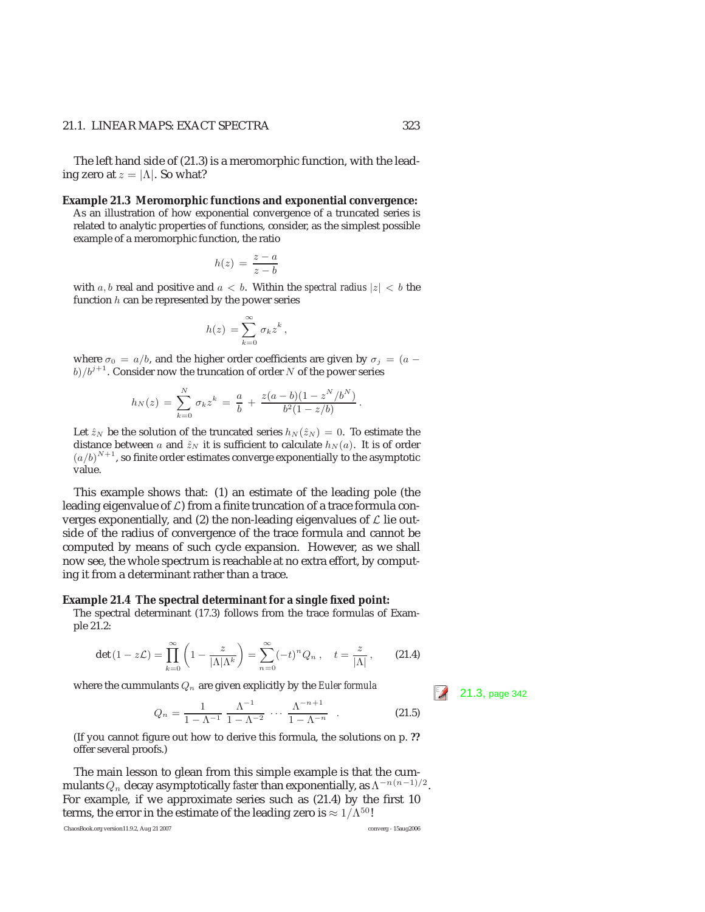The left hand side of (21.3) is a meromorphic function, with the leading zero at $z = |\Lambda|$. So what?

**Example 21.3 Meromorphic functions and exponential convergence:** As an illustration of how exponential convergence of a truncated series is related to analytic properties of functions, consider, as the simplest possible example of a meromorphic function, the ratio

$$h(z) = \frac{z-a}{z-b}$$

with $a, b$ real and positive and $a < b$. Within the *spectral radius* $|z| < b$ the function $h$ can be represented by the power series

$$h(z) = \sum_{k=0}^{\infty} \sigma_k z^k ,$$

where $\sigma_0 = a/b$, and the higher order coefficients are given by $\sigma_j = (a - b)/b^{j+1}$. Consider now the truncation of order $N$ of the power series

$$h_N(z) = \sum_{k=0}^{N} \sigma_k z^k = \frac{a}{b} + \frac{z(a-b)(1 - z^N/b^N)}{b^2(1 - z/b)} .$$

Let $\hat{z}_N$ be the solution of the truncated series $h_N(\hat{z}_N) = 0$. To estimate the distance between $a$ and $\hat{z}_N$ it is sufficient to calculate $h_N(a)$. It is of order $(a/b)^{N+1}$, so finite order estimates converge exponentially to the asymptotic value.

This example shows that: (1) an estimate of the leading pole (the leading eigenvalue of $\mathcal{L}$) from a finite truncation of a trace formula converges exponentially, and (2) the non-leading eigenvalues of $\mathcal{L}$ lie outside of the radius of convergence of the trace formula and cannot be computed by means of such cycle expansion. However, as we shall now see, the whole spectrum is reachable at no extra effort, by computing it from a determinant rather than a trace.

**Example 21.4 The spectral determinant for a single fixed point:** The spectral determinant (17.3) follows from the trace formulas of Example 21.2:

$$\det(1 - z\mathcal{L}) = \prod_{k=0}^{\infty} \left(1 - \frac{z}{|\Lambda|\Lambda^k}\right) = \sum_{n=0}^{\infty} (-t)^n Q_n , \quad t = \frac{z}{|\Lambda|} , \qquad (21.4)$$

where the cummulants $Q_n$ are given explicitly by the *Euler formula*

21.3, page 342

$$Q_n = \frac{1}{1 - \Lambda^{-1}} \, \frac{\Lambda^{-1}}{1 - \Lambda^{-2}} \cdots \frac{\Lambda^{-n+1}}{1 - \Lambda^{-n}} \quad . \qquad (21.5)$$

(If you cannot figure out how to derive this formula, the solutions on p. **??** offer several proofs.)

The main lesson to glean from this simple example is that the cummulants $Q_n$ decay asymptotically *faster* than exponentially, as $\Lambda^{-n(n-1)/2}$. For example, if we approximate series such as (21.4) by the first 10 terms, the error in the estimate of the leading zero is $\approx 1/\Lambda^{50}$!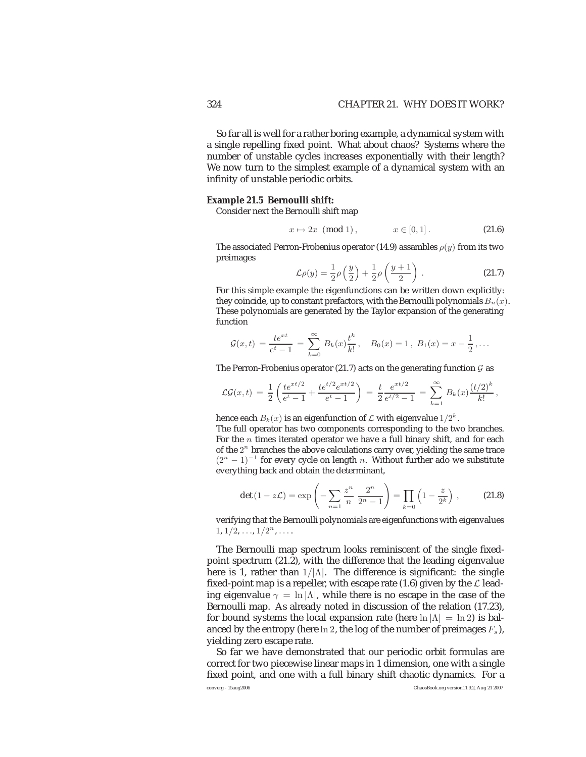So far all is well for a rather boring example, a dynamical system with a single repelling fixed point. What about chaos? Systems where the number of unstable cycles increases exponentially with their length? We now turn to the simplest example of a dynamical system with an infinity of unstable periodic orbits.

**Example 21.5 Bernoulli shift:**

Consider next the Bernoulli shift map

$$x \mapsto 2x \pmod{1}\,, \qquad\qquad x \in [0,1]\,. \tag{21.6}$$

The associated Perron-Frobenius operator (14.9) assambles $\rho(y)$ from its two preimages

$$\mathcal{L}\rho(y) = \frac{1}{2}\rho\left(\frac{y}{2}\right) + \frac{1}{2}\rho\left(\frac{y+1}{2}\right)\,. \tag{21.7}$$

For this simple example the eigenfunctions can be written down explicitly: they coincide, up to constant prefactors, with the Bernoulli polynomials $B_n(x)$. These polynomials are generated by the Taylor expansion of the generating function

$$\mathcal{G}(x,t) \,=\, \frac{te^{xt}}{e^t-1} \,=\, \sum_{k=0}^{\infty} B_k(x)\frac{t^k}{k!}\,, \quad B_0(x)=1\,,\ B_1(x)=x-\frac{1}{2}\,,\ldots$$

The Perron-Frobenius operator (21.7) acts on the generating function $\mathcal{G}$ as

$$\mathcal{L}\mathcal{G}(x,t) \,=\, \frac{1}{2}\left(\frac{te^{xt/2}}{e^t-1} + \frac{te^{t/2}e^{xt/2}}{e^t-1}\right) \,=\, \frac{t}{2}\frac{e^{xt/2}}{e^{t/2}-1} \,=\, \sum_{k=1}^{\infty} B_k(x)\frac{(t/2)^k}{k!}\,,$$

hence each $B_k(x)$ is an eigenfunction of $\mathcal{L}$ with eigenvalue $1/2^k$.

The full operator has two components corresponding to the two branches. For the $n$ times iterated operator we have a full binary shift, and for each of the $2^n$ branches the above calculations carry over, yielding the same trace $(2^n-1)^{-1}$ for every cycle on length $n$. Without further ado we substitute everything back and obtain the determinant,

$$\det(1-z\mathcal{L}) = \exp\left(-\sum_{n=1}\frac{z^n}{n}\,\frac{2^n}{2^n-1}\right) = \prod_{k=0}\left(1-\frac{z}{2^k}\right)\,, \tag{21.8}$$

verifying that the Bernoulli polynomials are eigenfunctions with eigenvalues $1, 1/2, \ldots, 1/2^n, \ldots$.

The Bernoulli map spectrum looks reminiscent of the single fixed-point spectrum (21.2), with the difference that the leading eigenvalue here is 1, rather than $1/|\Lambda|$. The difference is significant: the single fixed-point map is a repeller, with escape rate (1.6) given by the $\mathcal{L}$ leading eigenvalue $\gamma = \ln|\Lambda|$, while there is no escape in the case of the Bernoulli map. As already noted in discussion of the relation (17.23), for bound systems the local expansion rate (here $\ln|\Lambda| = \ln 2$) is balanced by the entropy (here $\ln 2$, the log of the number of preimages $F_s$), yielding zero escape rate.

So far we have demonstrated that our periodic orbit formulas are correct for two piecewise linear maps in 1 dimension, one with a single fixed point, and one with a full binary shift chaotic dynamics. For a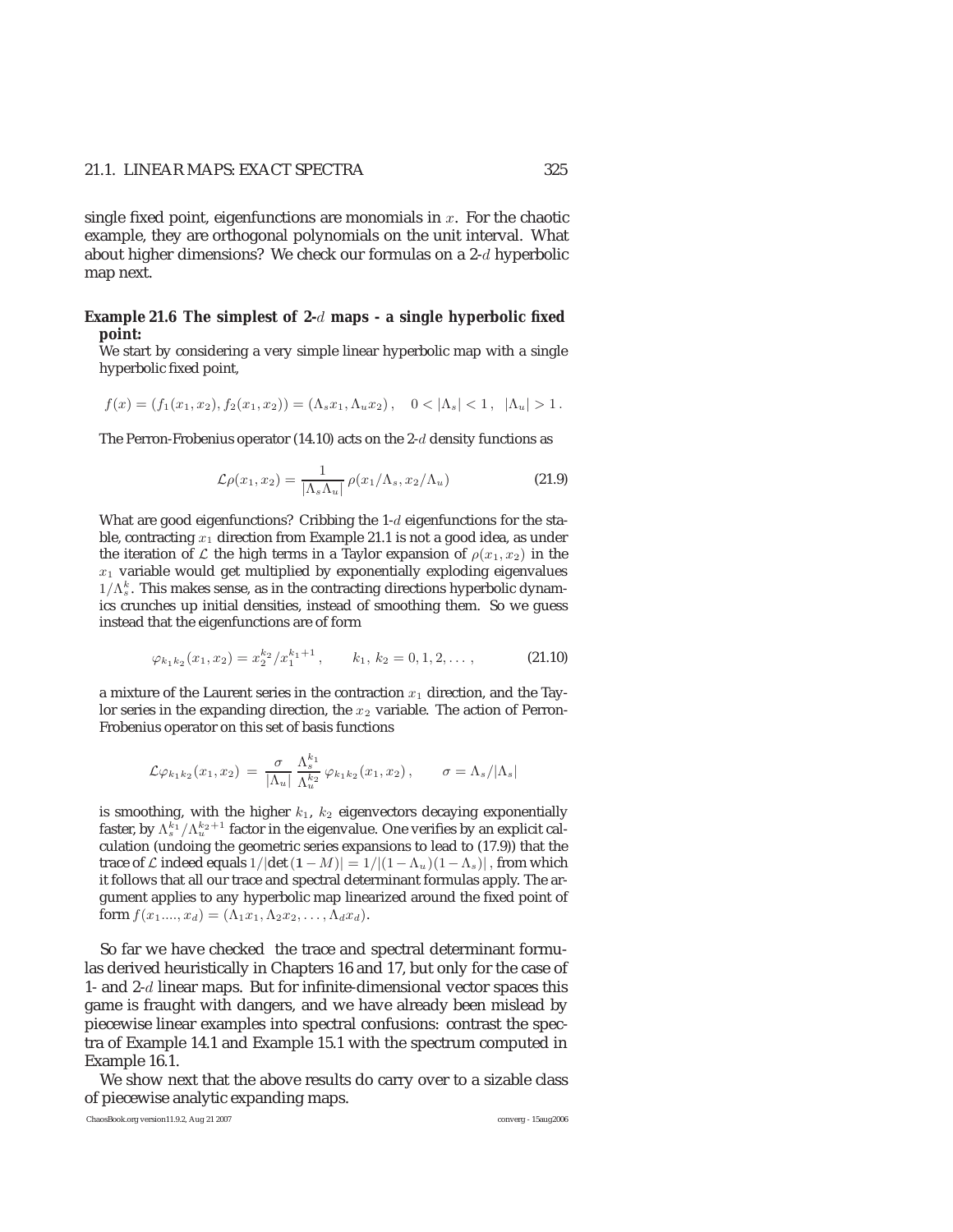single fixed point, eigenfunctions are monomials in $x$. For the chaotic example, they are orthogonal polynomials on the unit interval. What about higher dimensions? We check our formulas on a 2-$d$ hyperbolic map next.

**Example 21.6 The simplest of 2-$d$ maps - a single hyperbolic fixed point:**

We start by considering a very simple linear hyperbolic map with a single hyperbolic fixed point,

$$f(x) = (f_1(x_1, x_2), f_2(x_1, x_2)) = (\Lambda_s x_1, \Lambda_u x_2)\,, \quad 0 < |\Lambda_s| < 1\,,\ \ |\Lambda_u| > 1\,.$$

The Perron-Frobenius operator (14.10) acts on the 2-$d$ density functions as

$$\mathcal{L}\rho(x_1, x_2) = \frac{1}{|\Lambda_s \Lambda_u|}\,\rho(x_1/\Lambda_s, x_2/\Lambda_u) \tag{21.9}$$

What are good eigenfunctions? Cribbing the 1-$d$ eigenfunctions for the stable, contracting $x_1$ direction from Example 21.1 is not a good idea, as under the iteration of $\mathcal{L}$ the high terms in a Taylor expansion of $\rho(x_1, x_2)$ in the $x_1$ variable would get multiplied by exponentially exploding eigenvalues $1/\Lambda_s^k$. This makes sense, as in the contracting directions hyperbolic dynamics crunches up initial densities, instead of smoothing them. So we guess instead that the eigenfunctions are of form

$$\varphi_{k_1 k_2}(x_1, x_2) = x_2^{k_2}/x_1^{k_1+1}\,, \qquad k_1,\ k_2 = 0, 1, 2, \ldots\,, \tag{21.10}$$

a mixture of the Laurent series in the contraction $x_1$ direction, and the Taylor series in the expanding direction, the $x_2$ variable. The action of Perron-Frobenius operator on this set of basis functions

$$\mathcal{L}\varphi_{k_1 k_2}(x_1, x_2) \;=\; \frac{\sigma}{|\Lambda_u|}\,\frac{\Lambda_s^{k_1}}{\Lambda_u^{k_2}}\,\varphi_{k_1 k_2}(x_1, x_2)\,, \qquad \sigma = \Lambda_s/|\Lambda_s|$$

is smoothing, with the higher $k_1$, $k_2$ eigenvectors decaying exponentially faster, by $\Lambda_s^{k_1}/\Lambda_u^{k_2+1}$ factor in the eigenvalue. One verifies by an explicit calculation (undoing the geometric series expansions to lead to (17.9)) that the trace of $\mathcal{L}$ indeed equals $1/|\det(\mathbf{1} - M)| = 1/|(1 - \Lambda_u)(1 - \Lambda_s)|$, from which it follows that all our trace and spectral determinant formulas apply. The argument applies to any hyperbolic map linearized around the fixed point of form $f(x_1 ...., x_d) = (\Lambda_1 x_1, \Lambda_2 x_2, \ldots, \Lambda_d x_d)$.

So far we have checked the trace and spectral determinant formulas derived heuristically in Chapters 16 and 17, but only for the case of 1- and 2-$d$ linear maps. But for infinite-dimensional vector spaces this game is fraught with dangers, and we have already been mislead by piecewise linear examples into spectral confusions: contrast the spectra of Example 14.1 and Example 15.1 with the spectrum computed in Example 16.1.

We show next that the above results do carry over to a sizable class of piecewise analytic expanding maps.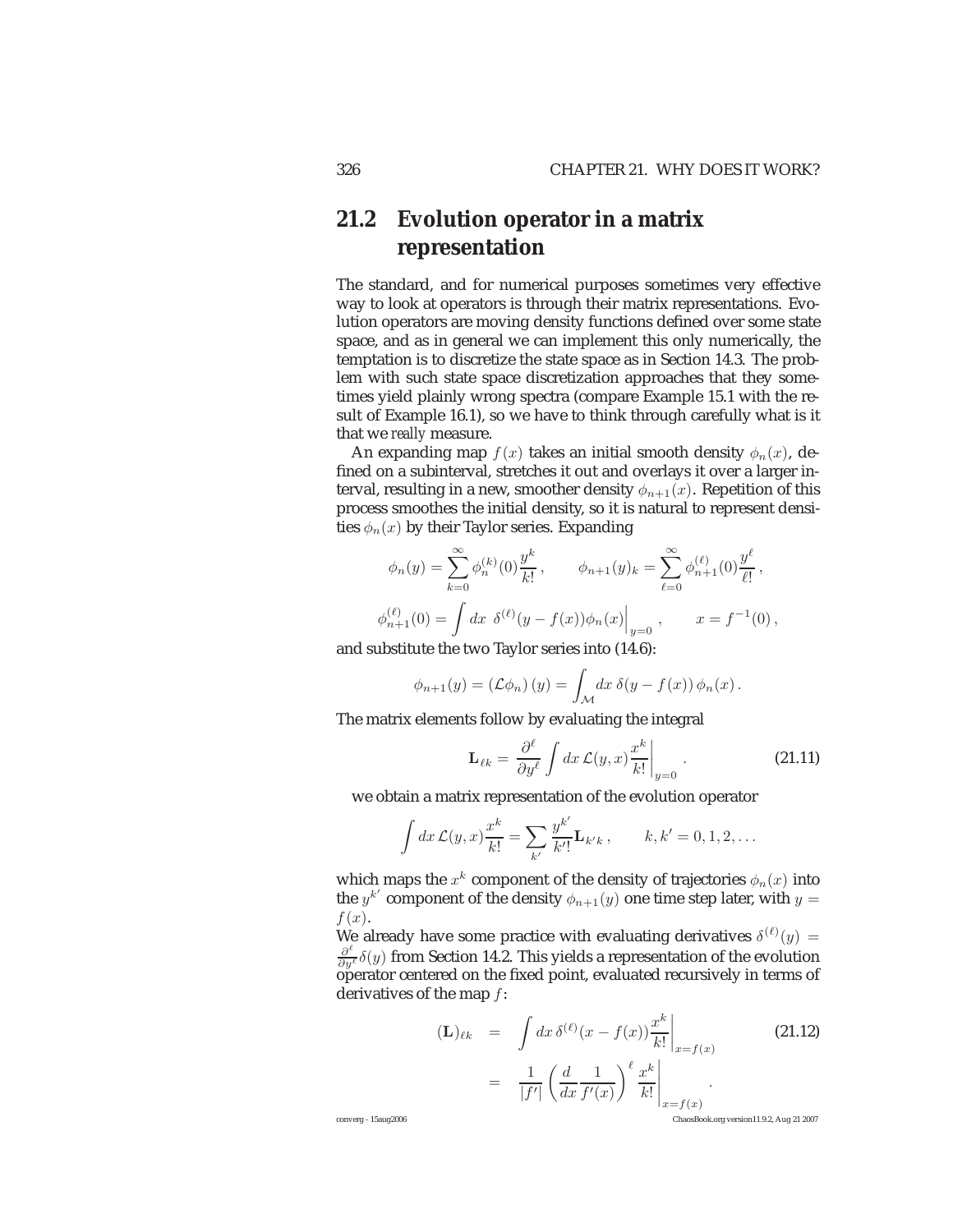## 21.2 Evolution operator in a matrix representation

The standard, and for numerical purposes sometimes very effective way to look at operators is through their matrix representations. Evolution operators are moving density functions defined over some state space, and as in general we can implement this only numerically, the temptation is to discretize the state space as in Section 14.3. The problem with such state space discretization approaches that they sometimes yield plainly wrong spectra (compare Example 15.1 with the result of Example 16.1), so we have to think through carefully what is it that we *really* measure.

An expanding map $f(x)$ takes an initial smooth density $\phi_n(x)$, defined on a subinterval, stretches it out and overlays it over a larger interval, resulting in a new, smoother density $\phi_{n+1}(x)$. Repetition of this process smoothes the initial density, so it is natural to represent densities $\phi_n(x)$ by their Taylor series. Expanding

$$\phi_n(y) = \sum_{k=0}^{\infty} \phi_n^{(k)}(0) \frac{y^k}{k!} \,, \qquad \phi_{n+1}(y)_k = \sum_{\ell=0}^{\infty} \phi_{n+1}^{(\ell)}(0) \frac{y^\ell}{\ell!} \,,$$

$$\phi_{n+1}^{(\ell)}(0) = \int dx \;\, \delta^{(\ell)}(y - f(x)) \phi_n(x) \Big|_{y=0} \,, \qquad x = f^{-1}(0) \,,$$

and substitute the two Taylor series into (14.6):

$$\phi_{n+1}(y) = \left(\mathcal{L}\phi_n\right)(y) = \int_{\mathcal{M}} dx \; \delta(y - f(x)) \, \phi_n(x) \,.$$

The matrix elements follow by evaluating the integral

$$\mathbf{L}_{\ell k} = \frac{\partial^\ell}{\partial y^\ell} \int dx \, \mathcal{L}(y,x) \frac{x^k}{k!} \Big|_{y=0} \,. \qquad (21.11)$$

we obtain a matrix representation of the evolution operator

$$\int dx \, \mathcal{L}(y,x) \frac{x^k}{k!} = \sum_{k'} \frac{y^{k'}}{k'!} \mathbf{L}_{k'k} \,, \qquad k, k' = 0, 1, 2, \ldots$$

which maps the $x^k$ component of the density of trajectories $\phi_n(x)$ into the $y^{k'}$ component of the density $\phi_{n+1}(y)$ one time step later, with $y = f(x)$.

We already have some practice with evaluating derivatives $\delta^{(\ell)}(y) = \frac{\partial^\ell}{\partial y^\ell} \delta(y)$ from Section 14.2. This yields a representation of the evolution operator centered on the fixed point, evaluated recursively in terms of derivatives of the map $f$:

$$\begin{aligned} (\mathbf{L})_{\ell k} &= \int dx \, \delta^{(\ell)}(x - f(x)) \frac{x^k}{k!} \Big|_{x=f(x)} \\ &= \frac{1}{|f'|} \left( \frac{d}{dx} \frac{1}{f'(x)} \right)^\ell \frac{x^k}{k!} \Big|_{x=f(x)} \,. \end{aligned} \qquad (21.12)$$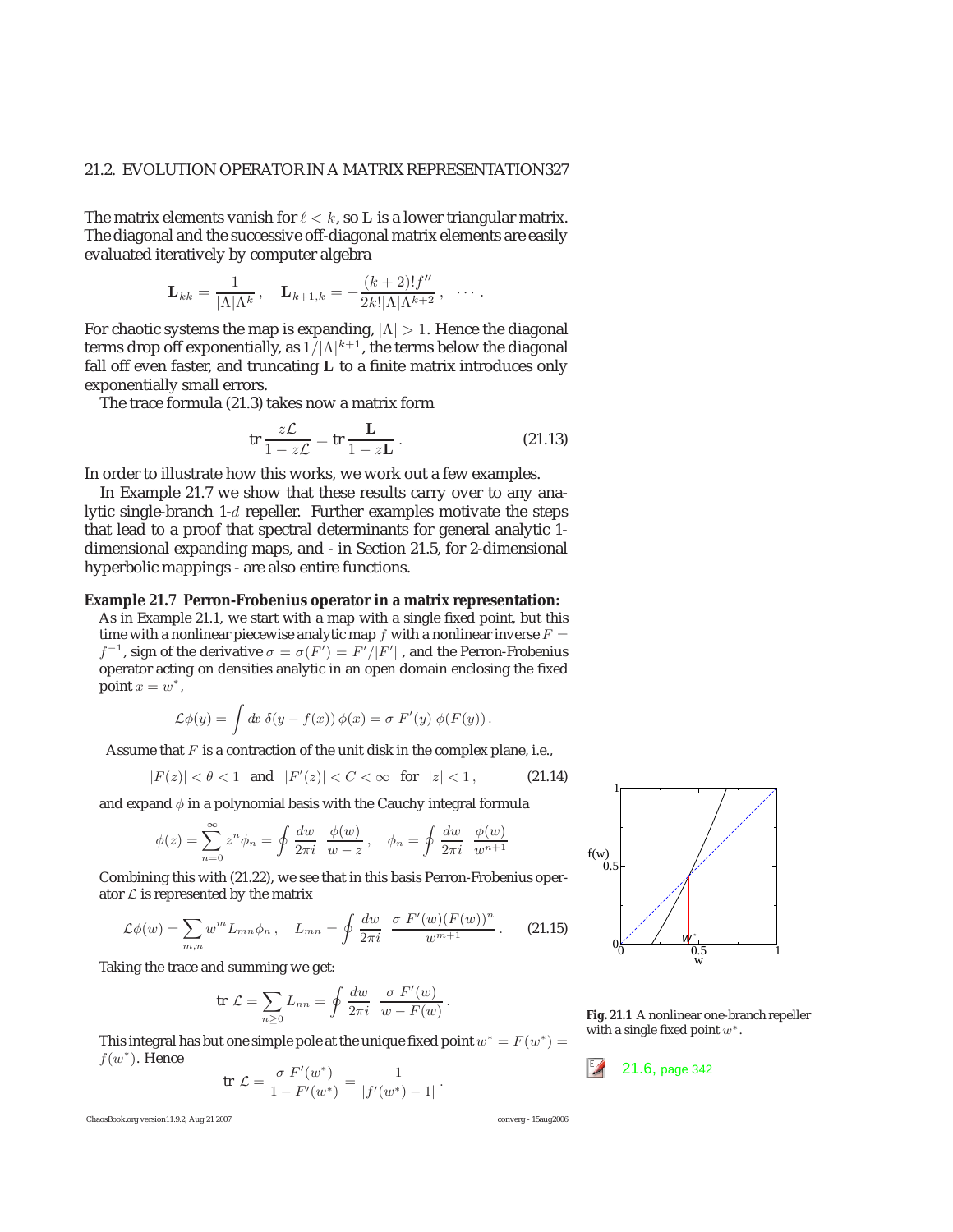The matrix elements vanish for $\ell < k$, so $\mathbf{L}$ is a lower triangular matrix. The diagonal and the successive off-diagonal matrix elements are easily evaluated iteratively by computer algebra

$$\mathbf{L}_{kk} = \frac{1}{|\Lambda|\Lambda^k}\,, \quad \mathbf{L}_{k+1,k} = -\frac{(k+2)!f''}{2k!|\Lambda|\Lambda^{k+2}}\,, \quad \cdots\,.$$

For chaotic systems the map is expanding, $|\Lambda| > 1$. Hence the diagonal terms drop off exponentially, as $1/|\Lambda|^{k+1}$, the terms below the diagonal fall off even faster, and truncating $\mathbf{L}$ to a finite matrix introduces only exponentially small errors.

The trace formula (21.3) takes now a matrix form

$$\operatorname{tr}\frac{z\mathcal{L}}{1-z\mathcal{L}} = \operatorname{tr}\frac{\mathbf{L}}{1-z\mathbf{L}}\,. \tag{21.13}$$

In order to illustrate how this works, we work out a few examples.

In Example 21.7 we show that these results carry over to any analytic single-branch 1-$d$ repeller. Further examples motivate the steps that lead to a proof that spectral determinants for general analytic 1-dimensional expanding maps, and - in Section 21.5, for 2-dimensional hyperbolic mappings - are also entire functions.

**Example 21.7 Perron-Frobenius operator in a matrix representation:**
As in Example 21.1, we start with a map with a single fixed point, but this time with a nonlinear piecewise analytic map $f$ with a nonlinear inverse $F = f^{-1}$, sign of the derivative $\sigma = \sigma(F') = F'/|F'|$ , and the Perron-Frobenius operator acting on densities analytic in an open domain enclosing the fixed point $x = w^*$,

$$\mathcal{L}\phi(y) = \int dx\; \delta(y - f(x))\,\phi(x) = \sigma\; F'(y)\;\phi(F(y))\,.$$

Assume that $F$ is a contraction of the unit disk in the complex plane, i.e.,

$$|F(z)| < \theta < 1 \quad \text{and} \quad |F'(z)| < C < \infty \quad \text{for} \quad |z| < 1\,, \tag{21.14}$$

and expand $\phi$ in a polynomial basis with the Cauchy integral formula

$$\phi(z) = \sum_{n=0}^{\infty} z^n \phi_n = \oint \frac{dw}{2\pi i}\;\frac{\phi(w)}{w-z}\,, \quad \phi_n = \oint \frac{dw}{2\pi i}\;\frac{\phi(w)}{w^{n+1}}$$

Combining this with (21.22), we see that in this basis Perron-Frobenius operator $\mathcal{L}$ is represented by the matrix

$$\mathcal{L}\phi(w) = \sum_{m,n} w^m L_{mn}\phi_n\,, \quad L_{mn} = \oint \frac{dw}{2\pi i}\;\frac{\sigma\;F'(w)(F(w))^n}{w^{m+1}}\,. \tag{21.15}$$

Taking the trace and summing we get:

$$\operatorname{tr}\,\mathcal{L} = \sum_{n\geq 0} L_{nn} = \oint \frac{dw}{2\pi i}\;\frac{\sigma\;F'(w)}{w - F(w)}\,.$$

This integral has but one simple pole at the unique fixed point $w^* = F(w^*) = f(w^*)$. Hence

$$\operatorname{tr}\,\mathcal{L} = \frac{\sigma\;F'(w^*)}{1-F'(w^*)} = \frac{1}{|f'(w^*)-1|}\,.$$

**Fig. 21.1** A nonlinear one-branch repeller with a single fixed point $w^*$.

21.6, page 342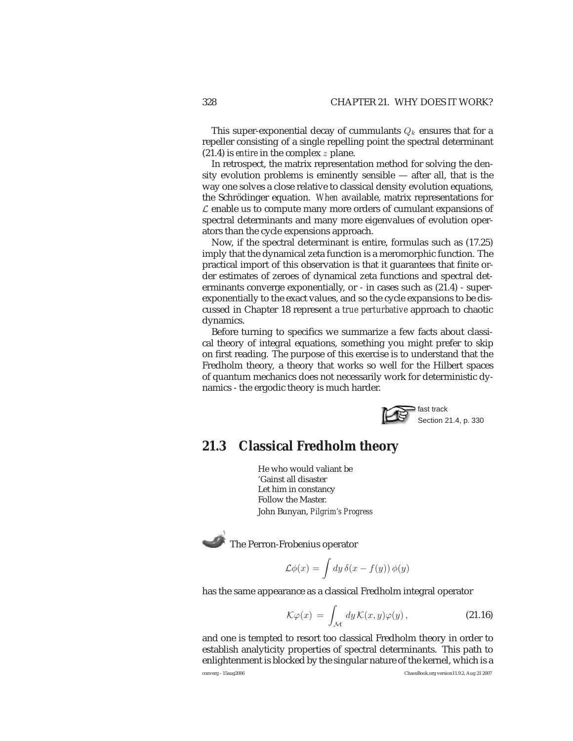This super-exponential decay of cummulants $Q_k$ ensures that for a repeller consisting of a single repelling point the spectral determinant (21.4) is *entire* in the complex $z$ plane.

In retrospect, the matrix representation method for solving the density evolution problems is eminently sensible — after all, that is the way one solves a close relative to classical density evolution equations, the Schrödinger equation. *When* available, matrix representations for $\mathcal{L}$ enable us to compute many more orders of cumulant expansions of spectral determinants and many more eigenvalues of evolution operators than the cycle expensions approach.

Now, if the spectral determinant is entire, formulas such as (17.25) imply that the dynamical zeta function is a meromorphic function. The practical import of this observation is that it guarantees that finite order estimates of zeroes of dynamical zeta functions and spectral determinants converge exponentially, or - in cases such as (21.4) - super-exponentially to the exact values, and so the cycle expansions to be discussed in Chapter 18 represent a *true perturbative* approach to chaotic dynamics.

Before turning to specifics we summarize a few facts about classical theory of integral equations, something you might prefer to skip on first reading. The purpose of this exercise is to understand that the Fredholm theory, a theory that works so well for the Hilbert spaces of quantum mechanics does not necessarily work for deterministic dynamics - the ergodic theory is much harder.

fast track
Section 21.4, p. 330

## 21.3 Classical Fredholm theory

He who would valiant be
'Gainst all disaster
Let him in constancy
Follow the Master.
John Bunyan, *Pilgrim's Progress*

The Perron-Frobenius operator

$$\mathcal{L}\phi(x) = \int dy\, \delta(x - f(y))\, \phi(y)$$

has the same appearance as a classical Fredholm integral operator

$$\mathcal{K}\varphi(x) \;=\; \int_{\mathcal{M}} dy\, \mathcal{K}(x,y)\varphi(y)\,, \tag{21.16}$$

and one is tempted to resort too classical Fredholm theory in order to establish analyticity properties of spectral determinants. This path to enlightenment is blocked by the singular nature of the kernel, which is a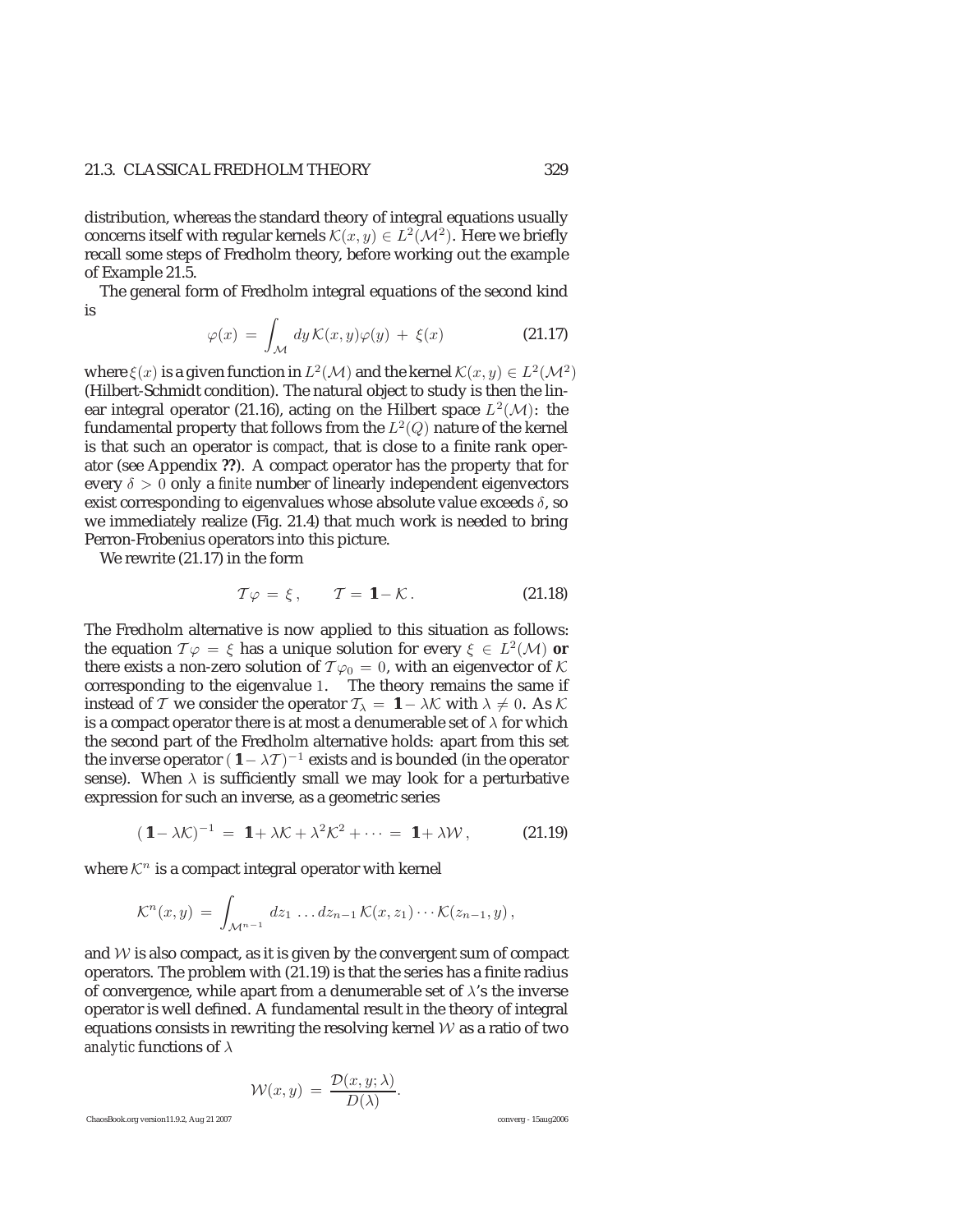distribution, whereas the standard theory of integral equations usually concerns itself with regular kernels $\mathcal{K}(x, y) \in L^2(\mathcal{M}^2)$. Here we briefly recall some steps of Fredholm theory, before working out the example of Example 21.5.

The general form of Fredholm integral equations of the second kind is

$$\varphi(x) = \int_{\mathcal{M}} dy \, \mathcal{K}(x, y)\varphi(y) + \xi(x) \tag{21.17}$$

where $\xi(x)$ is a given function in $L^2(\mathcal{M})$ and the kernel $\mathcal{K}(x, y) \in L^2(\mathcal{M}^2)$ (Hilbert-Schmidt condition). The natural object to study is then the linear integral operator (21.16), acting on the Hilbert space $L^2(\mathcal{M})$: the fundamental property that follows from the $L^2(Q)$ nature of the kernel is that such an operator is *compact*, that is close to a finite rank operator (see Appendix **??**). A compact operator has the property that for every $\delta > 0$ only a *finite* number of linearly independent eigenvectors exist corresponding to eigenvalues whose absolute value exceeds $\delta$, so we immediately realize (Fig. 21.4) that much work is needed to bring Perron-Frobenius operators into this picture.

We rewrite (21.17) in the form

$$\mathcal{T}\varphi = \xi \,, \qquad \mathcal{T} = \mathbf{1} - \mathcal{K} \,. \tag{21.18}$$

The Fredholm alternative is now applied to this situation as follows: the equation $\mathcal{T}\varphi = \xi$ has a unique solution for every $\xi \in L^2(\mathcal{M})$ **or** there exists a non-zero solution of $\mathcal{T}\varphi_0 = 0$, with an eigenvector of $\mathcal{K}$ corresponding to the eigenvalue $1$. The theory remains the same if instead of $\mathcal{T}$ we consider the operator $\mathcal{T}_\lambda = \mathbf{1} - \lambda\mathcal{K}$ with $\lambda \neq 0$. As $\mathcal{K}$ is a compact operator there is at most a denumerable set of $\lambda$ for which the second part of the Fredholm alternative holds: apart from this set the inverse operator $(\mathbf{1} - \lambda\mathcal{T})^{-1}$ exists and is bounded (in the operator sense). When $\lambda$ is sufficiently small we may look for a perturbative expression for such an inverse, as a geometric series

$$(\mathbf{1} - \lambda\mathcal{K})^{-1} = \mathbf{1} + \lambda\mathcal{K} + \lambda^2\mathcal{K}^2 + \cdots = \mathbf{1} + \lambda\mathcal{W} \,, \tag{21.19}$$

where $\mathcal{K}^n$ is a compact integral operator with kernel

$$\mathcal{K}^n(x, y) = \int_{\mathcal{M}^{n-1}} dz_1 \ldots dz_{n-1} \, \mathcal{K}(x, z_1) \cdots \mathcal{K}(z_{n-1}, y) \,,$$

and $\mathcal{W}$ is also compact, as it is given by the convergent sum of compact operators. The problem with (21.19) is that the series has a finite radius of convergence, while apart from a denumerable set of $\lambda$'s the inverse operator is well defined. A fundamental result in the theory of integral equations consists in rewriting the resolving kernel $\mathcal{W}$ as a ratio of two *analytic* functions of $\lambda$

$$\mathcal{W}(x, y) = \frac{\mathcal{D}(x, y; \lambda)}{D(\lambda)}.$$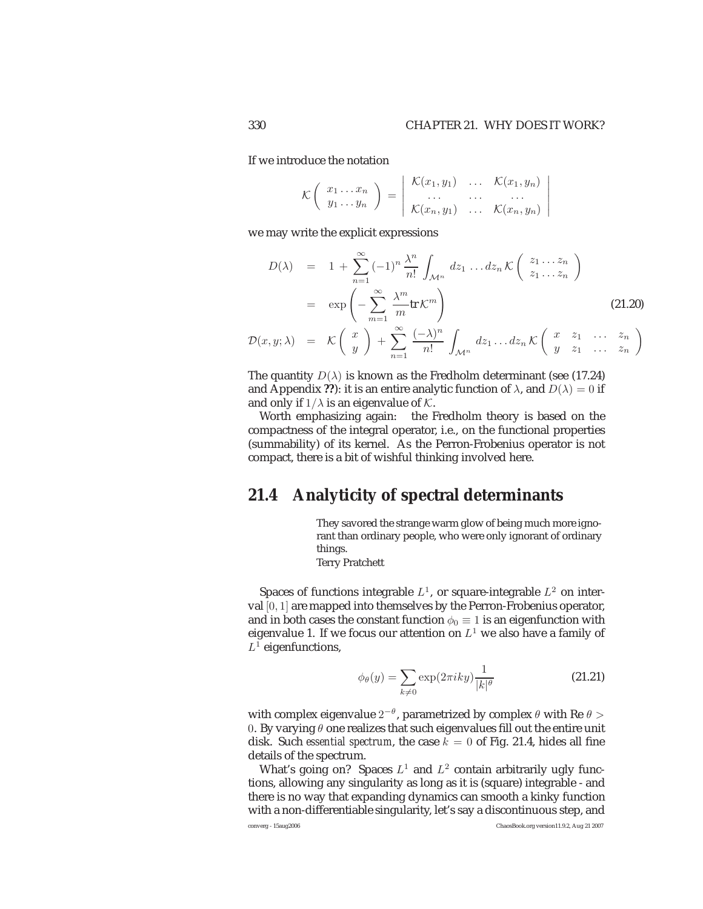If we introduce the notation

$$\mathcal{K}\left(\begin{array}{c} x_1 \dots x_n \\ y_1 \dots y_n \end{array}\right) = \left|\begin{array}{ccc} \mathcal{K}(x_1, y_1) & \dots & \mathcal{K}(x_1, y_n) \\ \dots & \dots & \dots \\ \mathcal{K}(x_n, y_1) & \dots & \mathcal{K}(x_n, y_n) \end{array}\right|$$

we may write the explicit expressions

$$\begin{aligned} D(\lambda) &= 1 + \sum_{n=1}^{\infty} (-1)^n \frac{\lambda^n}{n!} \int_{\mathcal{M}^n} dz_1 \dots dz_n \, \mathcal{K}\left(\begin{array}{c} z_1 \dots z_n \\ z_1 \dots z_n \end{array}\right) \\ &= \exp\left(-\sum_{m=1}^{\infty} \frac{\lambda^m}{m} \mathrm{tr}\, \mathcal{K}^m\right) \\ \mathcal{D}(x, y; \lambda) &= \mathcal{K}\left(\begin{array}{c} x \\ y \end{array}\right) + \sum_{n=1}^{\infty} \frac{(-\lambda)^n}{n!} \int_{\mathcal{M}^n} dz_1 \dots dz_n \, \mathcal{K}\left(\begin{array}{cccc} x & z_1 & \dots & z_n \\ y & z_1 & \dots & z_n \end{array}\right) \end{aligned} \tag{21.20}$$

The quantity $D(\lambda)$ is known as the Fredholm determinant (see (17.24) and Appendix **??**): it is an entire analytic function of $\lambda$, and $D(\lambda) = 0$ if and only if $1/\lambda$ is an eigenvalue of $\mathcal{K}$.

Worth emphasizing again: the Fredholm theory is based on the compactness of the integral operator, i.e., on the functional properties (summability) of its kernel. As the Perron-Frobenius operator is not compact, there is a bit of wishful thinking involved here.

## 21.4 Analyticity of spectral determinants

> They savored the strange warm glow of being much more ignorant than ordinary people, who were only ignorant of ordinary things.
> Terry Pratchett

Spaces of functions integrable $L^1$, or square-integrable $L^2$ on interval $[0, 1]$ are mapped into themselves by the Perron-Frobenius operator, and in both cases the constant function $\phi_0 \equiv 1$ is an eigenfunction with eigenvalue 1. If we focus our attention on $L^1$ we also have a family of $L^1$ eigenfunctions,

$$\phi_\theta(y) = \sum_{k \neq 0} \exp(2\pi i k y) \frac{1}{|k|^\theta} \tag{21.21}$$

with complex eigenvalue $2^{-\theta}$, parametrized by complex $\theta$ with Re $\theta > 0$. By varying $\theta$ one realizes that such eigenvalues fill out the entire unit disk. Such *essential spectrum*, the case $k = 0$ of Fig. 21.4, hides all fine details of the spectrum.

What's going on? Spaces $L^1$ and $L^2$ contain arbitrarily ugly functions, allowing any singularity as long as it is (square) integrable - and there is no way that expanding dynamics can smooth a kinky function with a non-differentiable singularity, let's say a discontinuous step, and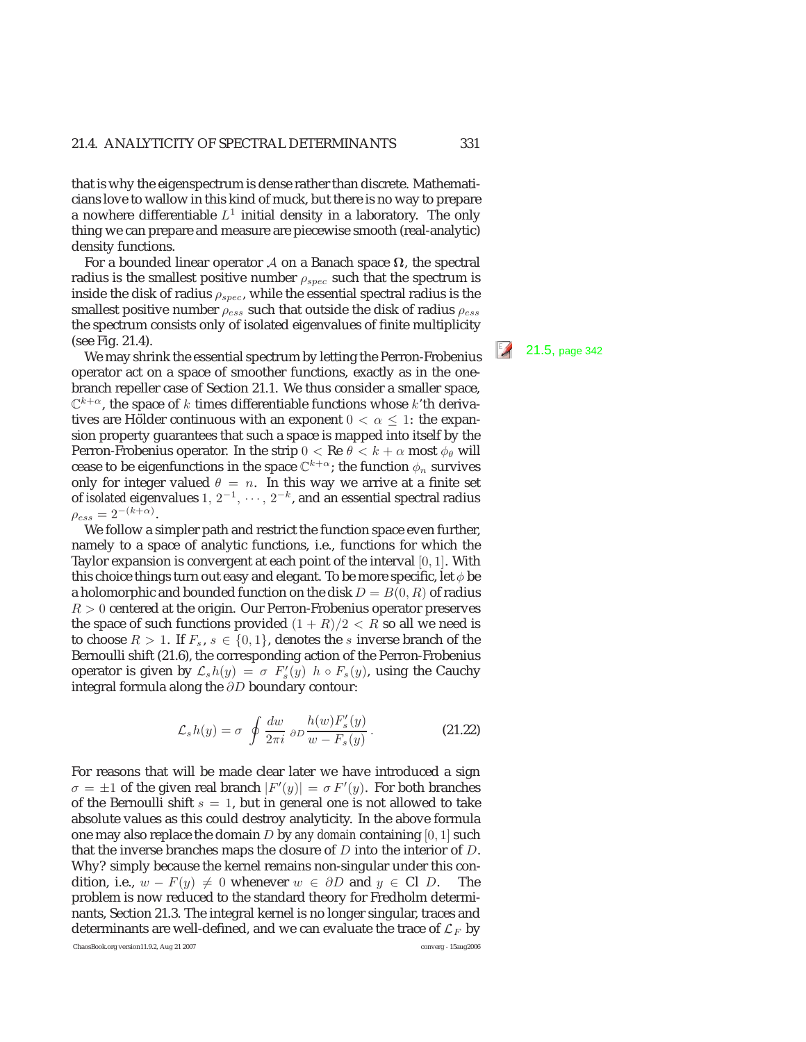that is why the eigenspectrum is dense rather than discrete. Mathematicians love to wallow in this kind of muck, but there is no way to prepare a nowhere differentiable $L^1$ initial density in a laboratory. The only thing we can prepare and measure are piecewise smooth (real-analytic) density functions.

For a bounded linear operator $\mathcal{A}$ on a Banach space $\mathbf{\Omega}$, the spectral radius is the smallest positive number $\rho_{spec}$ such that the spectrum is inside the disk of radius $\rho_{spec}$, while the essential spectral radius is the smallest positive number $\rho_{ess}$ such that outside the disk of radius $\rho_{ess}$ the spectrum consists only of isolated eigenvalues of finite multiplicity (see Fig. 21.4).

21.5, page 342

We may shrink the essential spectrum by letting the Perron-Frobenius operator act on a space of smoother functions, exactly as in the one-branch repeller case of Section 21.1. We thus consider a smaller space, $\mathbb{C}^{k+\alpha}$, the space of $k$ times differentiable functions whose $k$'th derivatives are Hölder continuous with an exponent $0 < \alpha \leq 1$: the expansion property guarantees that such a space is mapped into itself by the Perron-Frobenius operator. In the strip $0 < \text{Re}\,\theta < k + \alpha$ most $\phi_\theta$ will cease to be eigenfunctions in the space $\mathbb{C}^{k+\alpha}$; the function $\phi_n$ survives only for integer valued $\theta = n$. In this way we arrive at a finite set of *isolated* eigenvalues $1,\, 2^{-1},\, \cdots,\, 2^{-k}$, and an essential spectral radius $\rho_{ess} = 2^{-(k+\alpha)}$.

We follow a simpler path and restrict the function space even further, namely to a space of analytic functions, i.e., functions for which the Taylor expansion is convergent at each point of the interval $[0, 1]$. With this choice things turn out easy and elegant. To be more specific, let $\phi$ be a holomorphic and bounded function on the disk $D = B(0, R)$ of radius $R > 0$ centered at the origin. Our Perron-Frobenius operator preserves the space of such functions provided $(1 + R)/2 < R$ so all we need is to choose $R > 1$. If $F_s$, $s \in \{0, 1\}$, denotes the $s$ inverse branch of the Bernoulli shift (21.6), the corresponding action of the Perron-Frobenius operator is given by $\mathcal{L}_s h(y) = \sigma\ F_s'(y)\ h \circ F_s(y)$, using the Cauchy integral formula along the $\partial D$ boundary contour:

$$
\mathcal{L}_s h(y) = \sigma \oint_{\partial D} \frac{dw}{2\pi i} \frac{h(w) F_s'(y)}{w - F_s(y)} \,. \tag{21.22}
$$

For reasons that will be made clear later we have introduced a sign $\sigma = \pm 1$ of the given real branch $|F'(y)| = \sigma\, F'(y)$. For both branches of the Bernoulli shift $s = 1$, but in general one is not allowed to take absolute values as this could destroy analyticity. In the above formula one may also replace the domain $D$ by *any domain* containing $[0, 1]$ such that the inverse branches maps the closure of $D$ into the interior of $D$. Why? simply because the kernel remains non-singular under this condition, i.e., $w - F(y) \neq 0$ whenever $w \in \partial D$ and $y \in \text{Cl}\ D$. The problem is now reduced to the standard theory for Fredholm determinants, Section 21.3. The integral kernel is no longer singular, traces and determinants are well-defined, and we can evaluate the trace of $\mathcal{L}_F$ by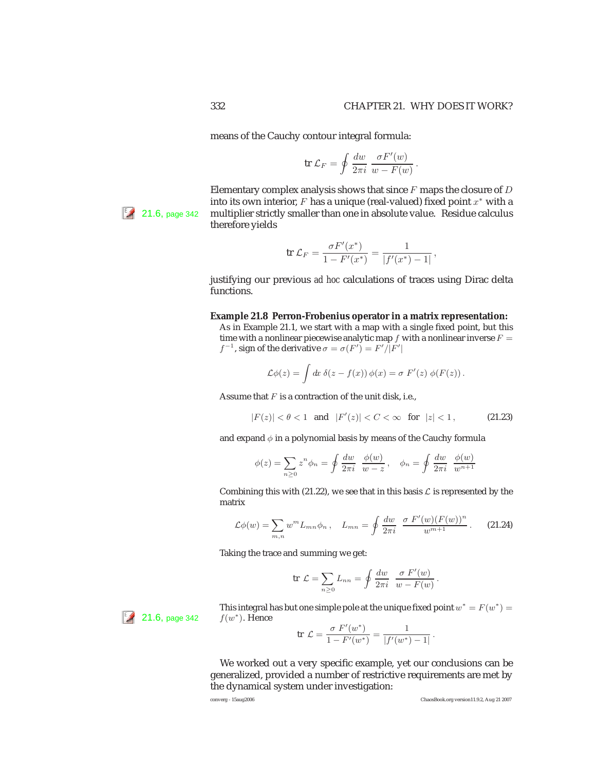means of the Cauchy contour integral formula:

$$\mathrm{tr}\,\mathcal{L}_F = \oint \frac{dw}{2\pi i} \, \frac{\sigma F'(w)}{w - F(w)} \,.$$

Elementary complex analysis shows that since $F$ maps the closure of $D$ into its own interior, $F$ has a unique (real-valued) fixed point $x^*$ with a multiplier strictly smaller than one in absolute value. Residue calculus therefore yields

21.6, page 342

$$\mathrm{tr}\,\mathcal{L}_F = \frac{\sigma F'(x^*)}{1 - F'(x^*)} = \frac{1}{|f'(x^*) - 1|} \,,$$

justifying our previous *ad hoc* calculations of traces using Dirac delta functions.

**Example 21.8 Perron-Frobenius operator in a matrix representation:**

As in Example 21.1, we start with a map with a single fixed point, but this time with a nonlinear piecewise analytic map $f$ with a nonlinear inverse $F = f^{-1}$, sign of the derivative $\sigma = \sigma(F') = F'/|F'|$

$$\mathcal{L}\phi(z) = \int dx \; \delta(z - f(x)) \, \phi(x) = \sigma \; F'(z) \; \phi(F(z)) \,.$$

Assume that $F$ is a contraction of the unit disk, i.e.,

$$|F(z)| < \theta < 1 \quad \text{and} \quad |F'(z)| < C < \infty \quad \text{for} \quad |z| < 1 \,, \tag{21.23}$$

and expand $\phi$ in a polynomial basis by means of the Cauchy formula

$$\phi(z) = \sum_{n \geq 0} z^n \phi_n = \oint \frac{dw}{2\pi i} \; \frac{\phi(w)}{w - z} \,, \quad \phi_n = \oint \frac{dw}{2\pi i} \; \frac{\phi(w)}{w^{n+1}}$$

Combining this with (21.22), we see that in this basis $\mathcal{L}$ is represented by the matrix

$$\mathcal{L}\phi(w) = \sum_{m,n} w^m L_{mn} \phi_n \,, \quad L_{mn} = \oint \frac{dw}{2\pi i} \; \frac{\sigma \; F'(w)(F(w))^n}{w^{m+1}} \,. \tag{21.24}$$

Taking the trace and summing we get:

$$\mathrm{tr}\;\mathcal{L} = \sum_{n \geq 0} L_{nn} = \oint \frac{dw}{2\pi i} \; \frac{\sigma \; F'(w)}{w - F(w)} \,.$$

This integral has but one simple pole at the unique fixed point $w^* = F(w^*) = f(w^*)$. Hence

21.6, page 342

$$\mathrm{tr}\;\mathcal{L} = \frac{\sigma \; F'(w^*)}{1 - F'(w^*)} = \frac{1}{|f'(w^*) - 1|} \,.$$

We worked out a very specific example, yet our conclusions can be generalized, provided a number of restrictive requirements are met by the dynamical system under investigation: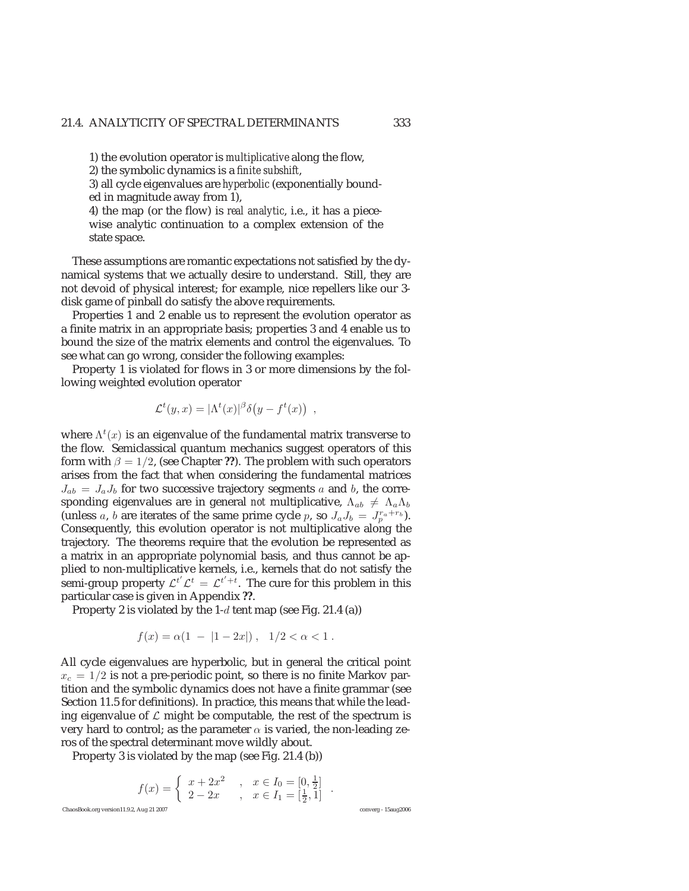1) the evolution operator is *multiplicative* along the flow,
2) the symbolic dynamics is a *finite subshift*,
3) all cycle eigenvalues are *hyperbolic* (exponentially bounded in magnitude away from 1),
4) the map (or the flow) is *real analytic*, i.e., it has a piecewise analytic continuation to a complex extension of the state space.

These assumptions are romantic expectations not satisfied by the dynamical systems that we actually desire to understand. Still, they are not devoid of physical interest; for example, nice repellers like our 3-disk game of pinball do satisfy the above requirements.

Properties 1 and 2 enable us to represent the evolution operator as a finite matrix in an appropriate basis; properties 3 and 4 enable us to bound the size of the matrix elements and control the eigenvalues. To see what can go wrong, consider the following examples:

Property 1 is violated for flows in 3 or more dimensions by the following weighted evolution operator

$$\mathcal{L}^t(y,x) = |\Lambda^t(x)|^\beta \delta\big(y - f^t(x)\big) \ ,$$

where $\Lambda^t(x)$ is an eigenvalue of the fundamental matrix transverse to the flow. Semiclassical quantum mechanics suggest operators of this form with $\beta = 1/2$, (see Chapter **??**). The problem with such operators arises from the fact that when considering the fundamental matrices $J_{ab} = J_a J_b$ for two successive trajectory segments $a$ and $b$, the corresponding eigenvalues are in general *not* multiplicative, $\Lambda_{ab} \neq \Lambda_a \Lambda_b$ (unless $a$, $b$ are iterates of the same prime cycle $p$, so $J_a J_b = J_p^{r_a + r_b}$). Consequently, this evolution operator is not multiplicative along the trajectory. The theorems require that the evolution be represented as a matrix in an appropriate polynomial basis, and thus cannot be applied to non-multiplicative kernels, i.e., kernels that do not satisfy the semi-group property $\mathcal{L}^{t'}\mathcal{L}^t = \mathcal{L}^{t'+t}$. The cure for this problem in this particular case is given in Appendix **??**.

Property 2 is violated by the 1-$d$ tent map (see Fig. 21.4 (a))

$$f(x) = \alpha(1 \ - \ |1 - 2x|) \ , \quad 1/2 < \alpha < 1 \ .$$

All cycle eigenvalues are hyperbolic, but in general the critical point $x_c = 1/2$ is not a pre-periodic point, so there is no finite Markov partition and the symbolic dynamics does not have a finite grammar (see Section 11.5 for definitions). In practice, this means that while the leading eigenvalue of $\mathcal{L}$ might be computable, the rest of the spectrum is very hard to control; as the parameter $\alpha$ is varied, the non-leading zeros of the spectral determinant move wildly about.

Property 3 is violated by the map (see Fig. 21.4 (b))

$$f(x) = \begin{cases} x + 2x^2 & , \quad x \in I_0 = [0, \frac{1}{2}] \\ 2 - 2x & , \quad x \in I_1 = [\frac{1}{2}, 1] \end{cases} \ .$$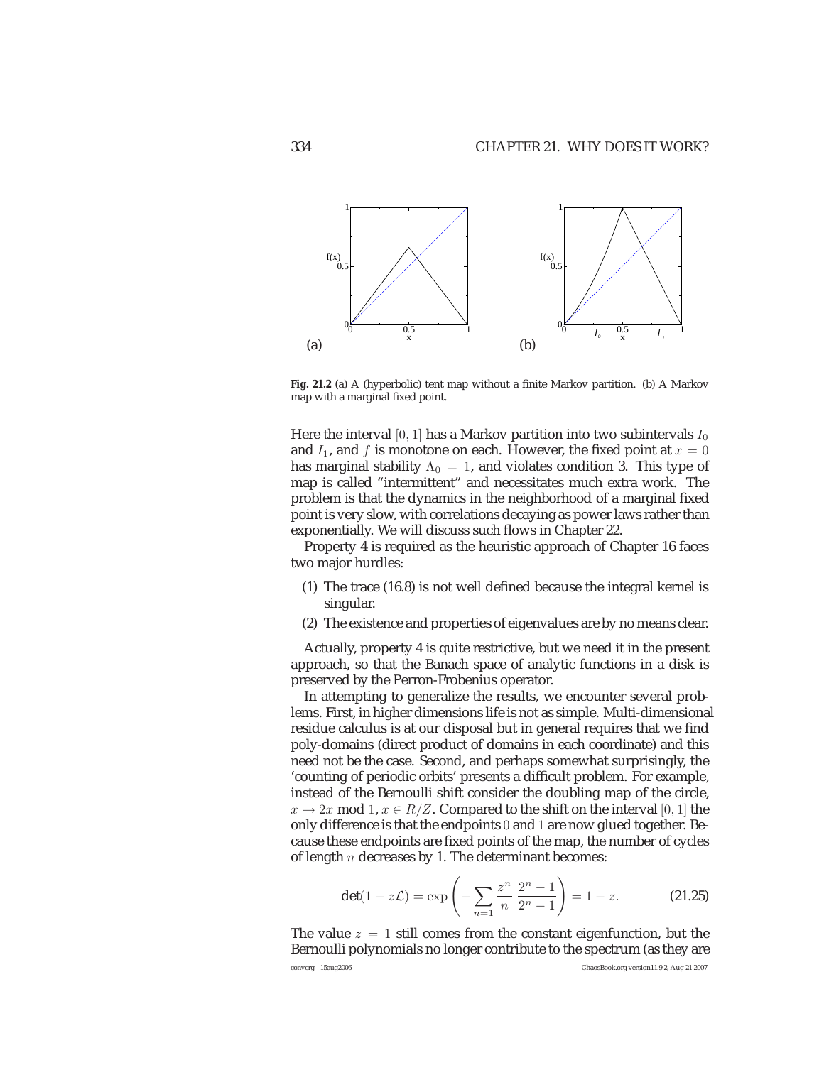**Fig. 21.2** (a) A (hyperbolic) tent map without a finite Markov partition. (b) A Markov map with a marginal fixed point.

Here the interval $[0, 1]$ has a Markov partition into two subintervals $I_0$ and $I_1$, and $f$ is monotone on each. However, the fixed point at $x = 0$ has marginal stability $\Lambda_0 = 1$, and violates condition 3. This type of map is called "intermittent" and necessitates much extra work. The problem is that the dynamics in the neighborhood of a marginal fixed point is very slow, with correlations decaying as power laws rather than exponentially. We will discuss such flows in Chapter 22.

Property 4 is required as the heuristic approach of Chapter 16 faces two major hurdles:

(1) The trace (16.8) is not well defined because the integral kernel is singular.

(2) The existence and properties of eigenvalues are by no means clear.

Actually, property 4 is quite restrictive, but we need it in the present approach, so that the Banach space of analytic functions in a disk is preserved by the Perron-Frobenius operator.

In attempting to generalize the results, we encounter several problems. First, in higher dimensions life is not as simple. Multi-dimensional residue calculus is at our disposal but in general requires that we find poly-domains (direct product of domains in each coordinate) and this need not be the case. Second, and perhaps somewhat surprisingly, the 'counting of periodic orbits' presents a difficult problem. For example, instead of the Bernoulli shift consider the doubling map of the circle, $x \mapsto 2x \bmod 1$, $x \in R/Z$. Compared to the shift on the interval $[0, 1]$ the only difference is that the endpoints $0$ and $1$ are now glued together. Because these endpoints are fixed points of the map, the number of cycles of length $n$ decreases by 1. The determinant becomes:

$$\det(1 - z\mathcal{L}) = \exp\left( - \sum_{n=1} \frac{z^n}{n} \, \frac{2^n - 1}{2^n - 1} \right) = 1 - z. \tag{21.25}$$

The value $z = 1$ still comes from the constant eigenfunction, but the Bernoulli polynomials no longer contribute to the spectrum (as they are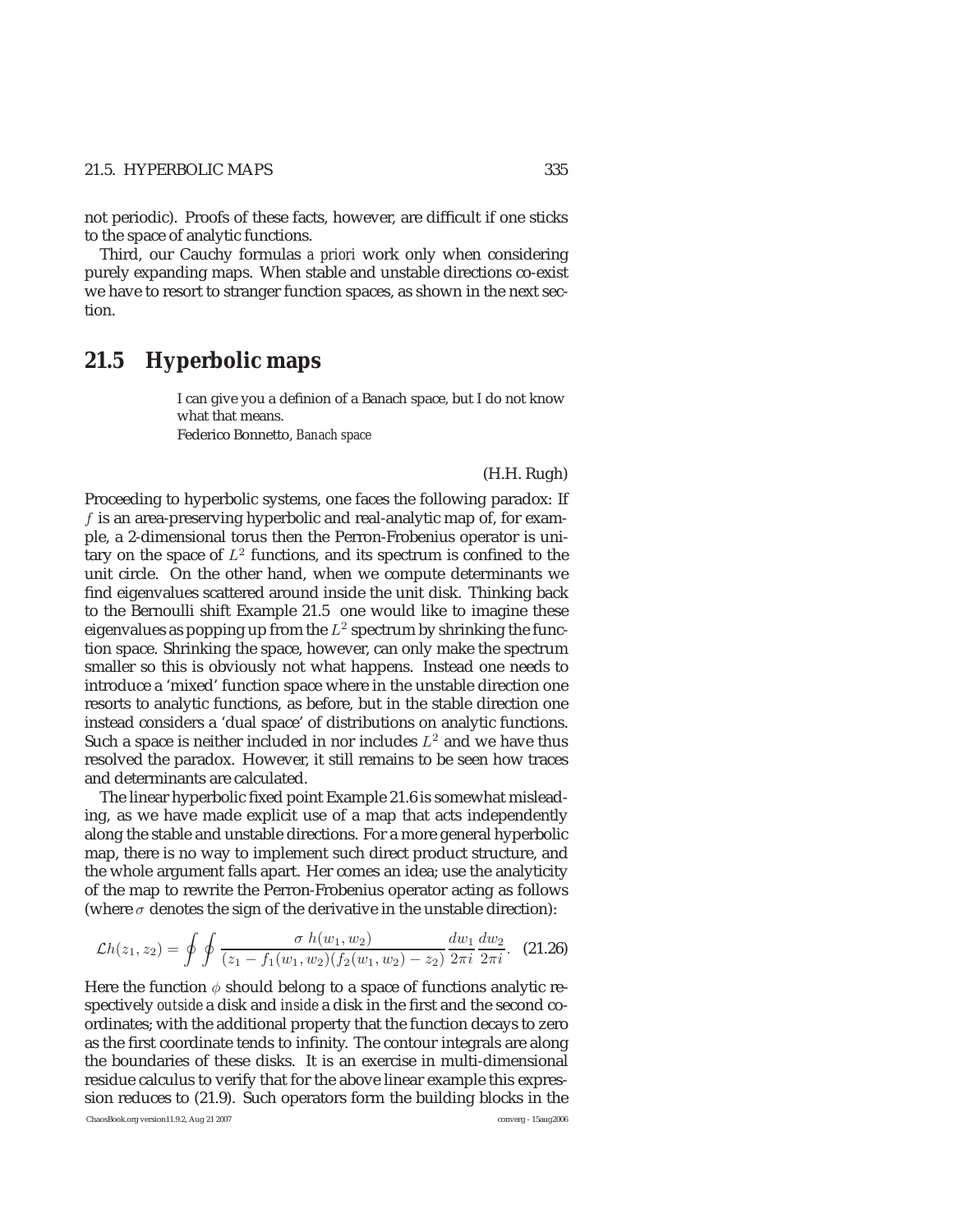not periodic). Proofs of these facts, however, are difficult if one sticks to the space of analytic functions.

Third, our Cauchy formulas *a priori* work only when considering purely expanding maps. When stable and unstable directions co-exist we have to resort to stranger function spaces, as shown in the next section.

## 21.5 Hyperbolic maps

> I can give you a definion of a Banach space, but I do not know what that means.
> Federico Bonnetto, *Banach space*

(H.H. Rugh)

Proceeding to hyperbolic systems, one faces the following paradox: If $f$ is an area-preserving hyperbolic and real-analytic map of, for example, a 2-dimensional torus then the Perron-Frobenius operator is unitary on the space of $L^2$ functions, and its spectrum is confined to the unit circle. On the other hand, when we compute determinants we find eigenvalues scattered around inside the unit disk. Thinking back to the Bernoulli shift Example 21.5 one would like to imagine these eigenvalues as popping up from the $L^2$ spectrum by shrinking the function space. Shrinking the space, however, can only make the spectrum smaller so this is obviously not what happens. Instead one needs to introduce a 'mixed' function space where in the unstable direction one resorts to analytic functions, as before, but in the stable direction one instead considers a 'dual space' of distributions on analytic functions. Such a space is neither included in nor includes $L^2$ and we have thus resolved the paradox. However, it still remains to be seen how traces and determinants are calculated.

The linear hyperbolic fixed point Example 21.6 is somewhat misleading, as we have made explicit use of a map that acts independently along the stable and unstable directions. For a more general hyperbolic map, there is no way to implement such direct product structure, and the whole argument falls apart. Her comes an idea; use the analyticity of the map to rewrite the Perron-Frobenius operator acting as follows (where $\sigma$ denotes the sign of the derivative in the unstable direction):

$$\mathcal{L}h(z_1, z_2) = \oint \oint \frac{\sigma \; h(w_1, w_2)}{(z_1 - f_1(w_1, w_2)(f_2(w_1, w_2) - z_2)} \frac{dw_1}{2\pi i} \frac{dw_2}{2\pi i}. \quad (21.26)$$

Here the function $\phi$ should belong to a space of functions analytic respectively *outside* a disk and *inside* a disk in the first and the second coordinates; with the additional property that the function decays to zero as the first coordinate tends to infinity. The contour integrals are along the boundaries of these disks. It is an exercise in multi-dimensional residue calculus to verify that for the above linear example this expression reduces to (21.9). Such operators form the building blocks in the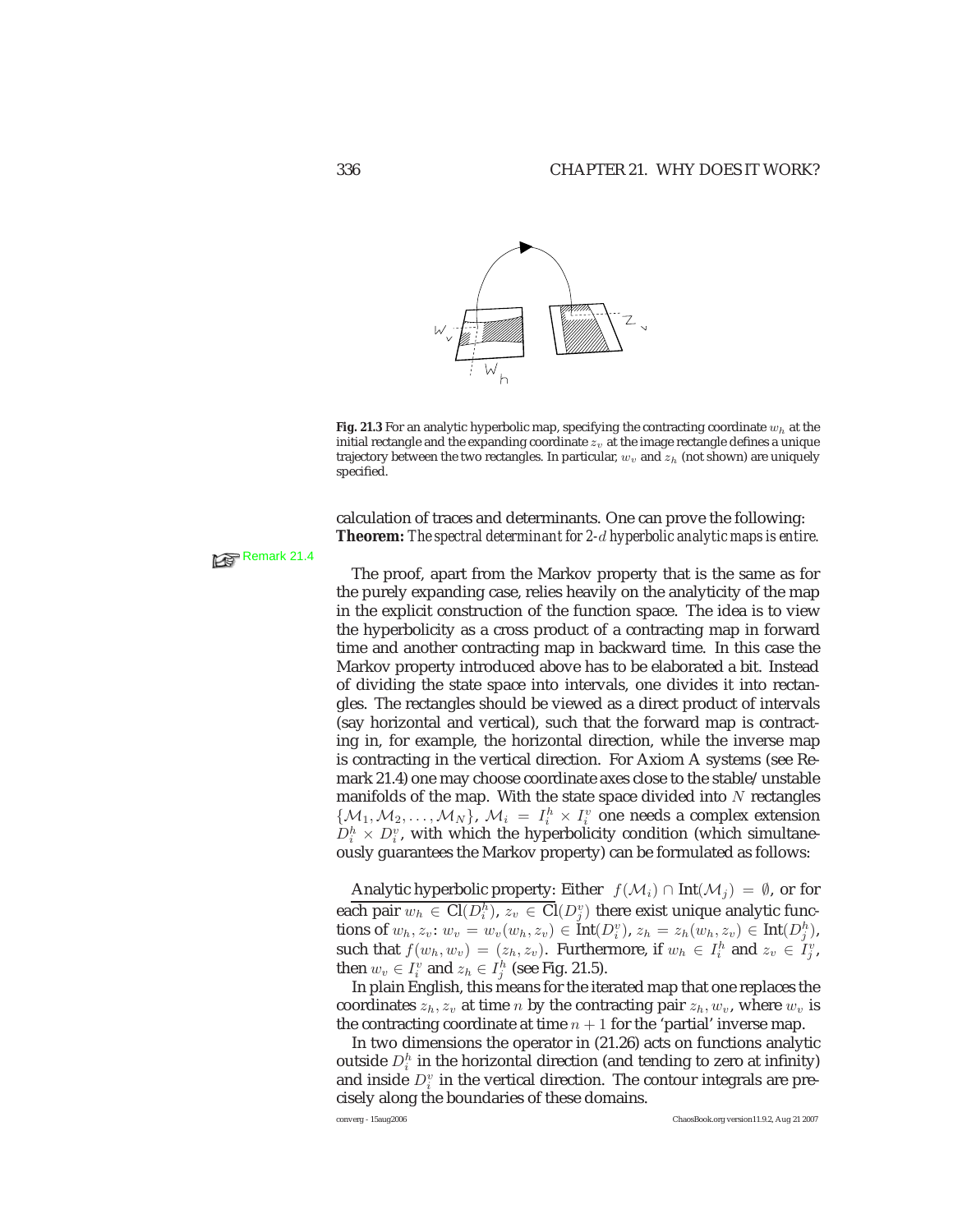**Fig. 21.3** For an analytic hyperbolic map, specifying the contracting coordinate $w_h$ at the initial rectangle and the expanding coordinate $z_v$ at the image rectangle defines a unique trajectory between the two rectangles. In particular, $w_v$ and $z_h$ (not shown) are uniquely specified.

calculation of traces and determinants. One can prove the following:
**Theorem:** *The spectral determinant for 2-$d$ hyperbolic analytic maps is entire.*

Remark 21.4

The proof, apart from the Markov property that is the same as for the purely expanding case, relies heavily on the analyticity of the map in the explicit construction of the function space. The idea is to view the hyperbolicity as a cross product of a contracting map in forward time and another contracting map in backward time. In this case the Markov property introduced above has to be elaborated a bit. Instead of dividing the state space into intervals, one divides it into rectangles. The rectangles should be viewed as a direct product of intervals (say horizontal and vertical), such that the forward map is contracting in, for example, the horizontal direction, while the inverse map is contracting in the vertical direction. For Axiom A systems (see Remark 21.4) one may choose coordinate axes close to the stable/unstable manifolds of the map. With the state space divided into $N$ rectangles $\{\mathcal{M}_1, \mathcal{M}_2, \ldots, \mathcal{M}_N\}$, $\mathcal{M}_i = I_i^h \times I_i^v$ one needs a complex extension $D_i^h \times D_i^v$, with which the hyperbolicity condition (which simultaneously guarantees the Markov property) can be formulated as follows:

Analytic hyperbolic property: Either $f(\mathcal{M}_i) \cap \text{Int}(\mathcal{M}_j) = \emptyset$, or for each pair $w_h \in \text{Cl}(D_i^h)$, $z_v \in \text{Cl}(D_j^v)$ there exist unique analytic functions of $w_h, z_v$: $w_v = w_v(w_h, z_v) \in \text{Int}(D_i^v)$, $z_h = z_h(w_h, z_v) \in \text{Int}(D_j^h)$, such that $f(w_h, w_v) = (z_h, z_v)$. Furthermore, if $w_h \in I_i^h$ and $z_v \in I_j^v$, then $w_v \in I_i^v$ and $z_h \in I_j^h$ (see Fig. 21.5).

In plain English, this means for the iterated map that one replaces the coordinates $z_h, z_v$ at time $n$ by the contracting pair $z_h, w_v$, where $w_v$ is the contracting coordinate at time $n+1$ for the 'partial' inverse map.

In two dimensions the operator in (21.26) acts on functions analytic outside $D_i^h$ in the horizontal direction (and tending to zero at infinity) and inside $D_i^v$ in the vertical direction. The contour integrals are precisely along the boundaries of these domains.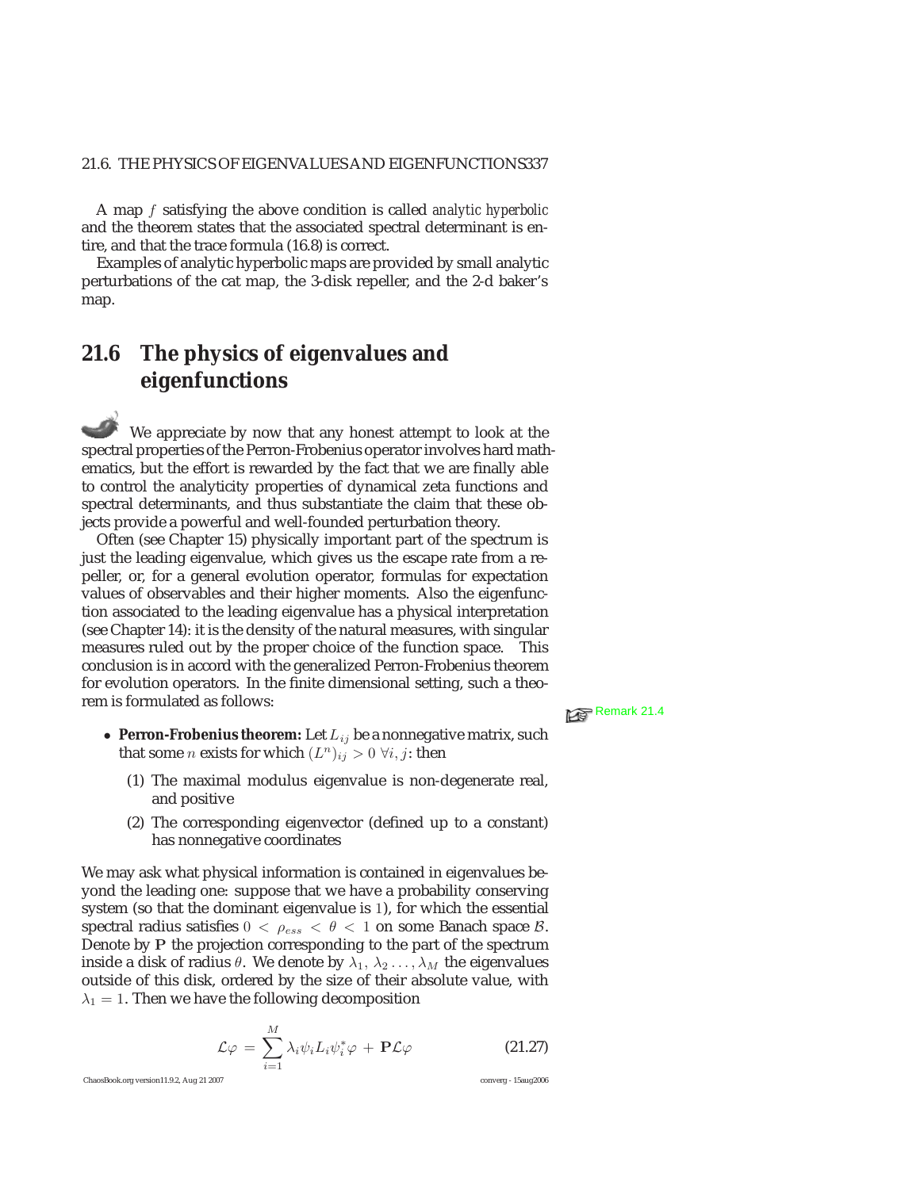A map $f$ satisfying the above condition is called *analytic hyperbolic* and the theorem states that the associated spectral determinant is entire, and that the trace formula (16.8) is correct.

Examples of analytic hyperbolic maps are provided by small analytic perturbations of the cat map, the 3-disk repeller, and the 2-d baker's map.

## 21.6 The physics of eigenvalues and eigenfunctions

We appreciate by now that any honest attempt to look at the spectral properties of the Perron-Frobenius operator involves hard mathematics, but the effort is rewarded by the fact that we are finally able to control the analyticity properties of dynamical zeta functions and spectral determinants, and thus substantiate the claim that these objects provide a powerful and well-founded perturbation theory.

Often (see Chapter 15) physically important part of the spectrum is just the leading eigenvalue, which gives us the escape rate from a repeller, or, for a general evolution operator, formulas for expectation values of observables and their higher moments. Also the eigenfunction associated to the leading eigenvalue has a physical interpretation (see Chapter 14): it is the density of the natural measures, with singular measures ruled out by the proper choice of the function space. This conclusion is in accord with the generalized Perron-Frobenius theorem for evolution operators. In the finite dimensional setting, such a theorem is formulated as follows:

Remark 21.4

- **Perron-Frobenius theorem:** Let $L_{ij}$ be a nonnegative matrix, such that some $n$ exists for which $(L^n)_{ij} > 0 \ \forall i, j$: then
  1. The maximal modulus eigenvalue is non-degenerate real, and positive
  2. The corresponding eigenvector (defined up to a constant) has nonnegative coordinates

We may ask what physical information is contained in eigenvalues beyond the leading one: suppose that we have a probability conserving system (so that the dominant eigenvalue is 1), for which the essential spectral radius satisfies $0 < \rho_{ess} < \theta < 1$ on some Banach space $\mathcal{B}$. Denote by $\mathbf{P}$ the projection corresponding to the part of the spectrum inside a disk of radius $\theta$. We denote by $\lambda_1, \lambda_2 \ldots, \lambda_M$ the eigenvalues outside of this disk, ordered by the size of their absolute value, with $\lambda_1 = 1$. Then we have the following decomposition

$$\mathcal{L}\varphi = \sum_{i=1}^{M} \lambda_i \psi_i L_i \psi_i^* \varphi + \mathbf{P}\mathcal{L}\varphi \tag{21.27}$$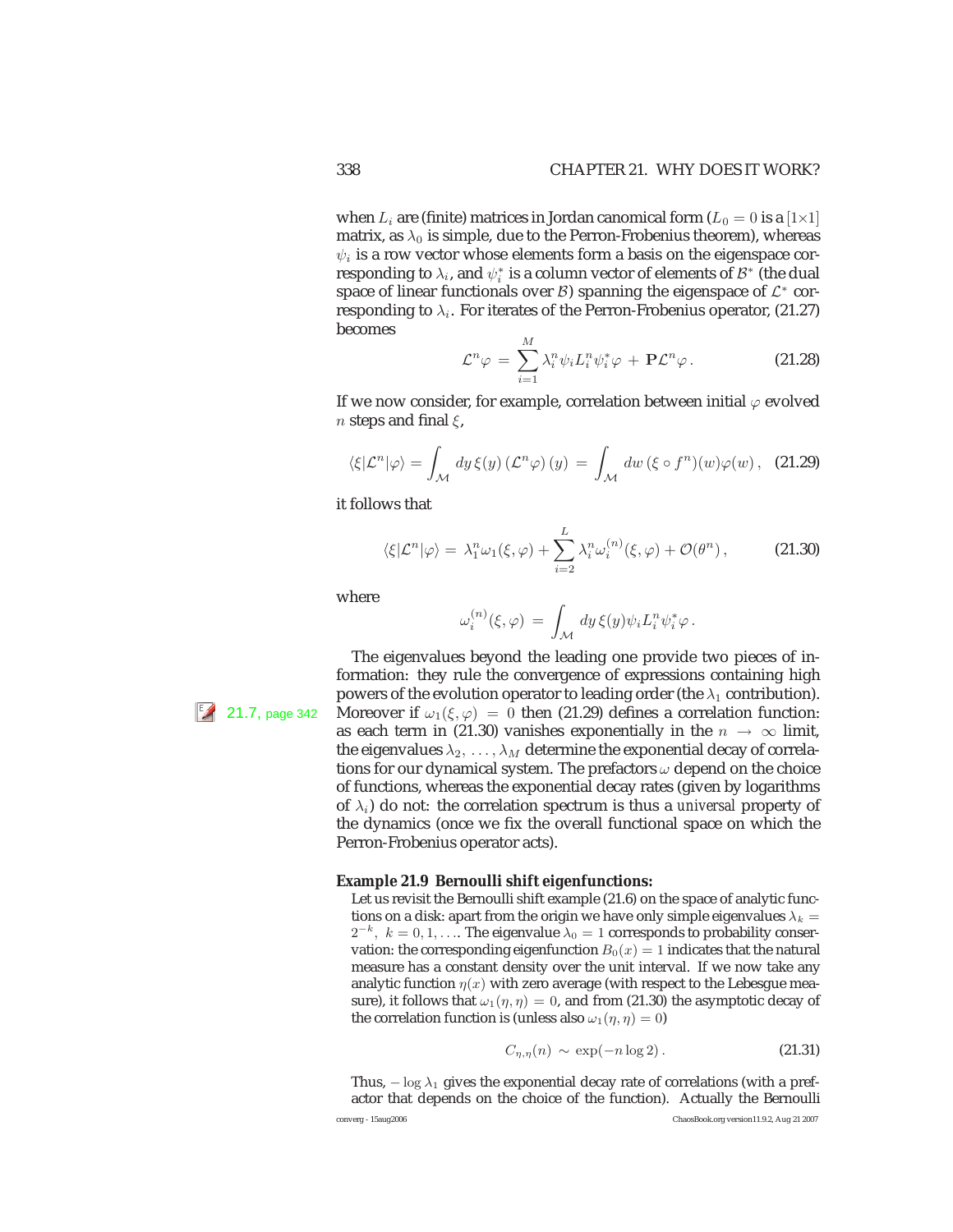when $L_i$ are (finite) matrices in Jordan canomical form ($L_0 = 0$ is a $[1{\times}1]$ matrix, as $\lambda_0$ is simple, due to the Perron-Frobenius theorem), whereas $\psi_i$ is a row vector whose elements form a basis on the eigenspace corresponding to $\lambda_i$, and $\psi_i^*$ is a column vector of elements of $\mathcal{B}^*$ (the dual space of linear functionals over $\mathcal{B}$) spanning the eigenspace of $\mathcal{L}^*$ corresponding to $\lambda_i$. For iterates of the Perron-Frobenius operator, (21.27) becomes

$$\mathcal{L}^n\varphi \,=\, \sum_{i=1}^{M} \lambda_i^n \psi_i L_i^n \psi_i^* \varphi \,+\, \mathbf{P}\mathcal{L}^n\varphi \,. \tag{21.28}$$

If we now consider, for example, correlation between initial $\varphi$ evolved $n$ steps and final $\xi$,

$$\langle \xi | \mathcal{L}^n | \varphi \rangle = \int_{\mathcal{M}} dy\, \xi(y) \left(\mathcal{L}^n \varphi\right)(y) \,=\, \int_{\mathcal{M}} dw\, (\xi \circ f^n)(w) \varphi(w)\,, \tag{21.29}$$

it follows that

$$\langle \xi | \mathcal{L}^n | \varphi \rangle = \, \lambda_1^n \omega_1(\xi,\varphi) + \sum_{i=2}^{L} \lambda_i^n \omega_i^{(n)}(\xi,\varphi) + \mathcal{O}(\theta^n)\,, \tag{21.30}$$

where

$$\omega_i^{(n)}(\xi,\varphi) \,=\, \int_{\mathcal{M}} dy\, \xi(y) \psi_i L_i^n \psi_i^* \varphi \,.$$

The eigenvalues beyond the leading one provide two pieces of information: they rule the convergence of expressions containing high powers of the evolution operator to leading order (the $\lambda_1$ contribution). Moreover if $\omega_1(\xi,\varphi) \,=\, 0$ then (21.29) defines a correlation function: as each term in (21.30) vanishes exponentially in the $n \to \infty$ limit, the eigenvalues $\lambda_2, \ldots, \lambda_M$ determine the exponential decay of correlations for our dynamical system. The prefactors $\omega$ depend on the choice of functions, whereas the exponential decay rates (given by logarithms of $\lambda_i$) do not: the correlation spectrum is thus a *universal* property of the dynamics (once we fix the overall functional space on which the Perron-Frobenius operator acts).

21.7, page 342

**Example 21.9 Bernoulli shift eigenfunctions:**

Let us revisit the Bernoulli shift example (21.6) on the space of analytic functions on a disk: apart from the origin we have only simple eigenvalues $\lambda_k = 2^{-k}$, $k = 0, 1, \ldots$. The eigenvalue $\lambda_0 = 1$ corresponds to probability conservation: the corresponding eigenfunction $B_0(x) = 1$ indicates that the natural measure has a constant density over the unit interval. If we now take any analytic function $\eta(x)$ with zero average (with respect to the Lebesgue measure), it follows that $\omega_1(\eta,\eta) = 0$, and from (21.30) the asymptotic decay of the correlation function is (unless also $\omega_1(\eta,\eta) = 0$)

$$C_{\eta,\eta}(n) \,\sim\, \exp(-n \log 2)\,. \tag{21.31}$$

Thus, $-\log\lambda_1$ gives the exponential decay rate of correlations (with a prefactor that depends on the choice of the function). Actually the Bernoulli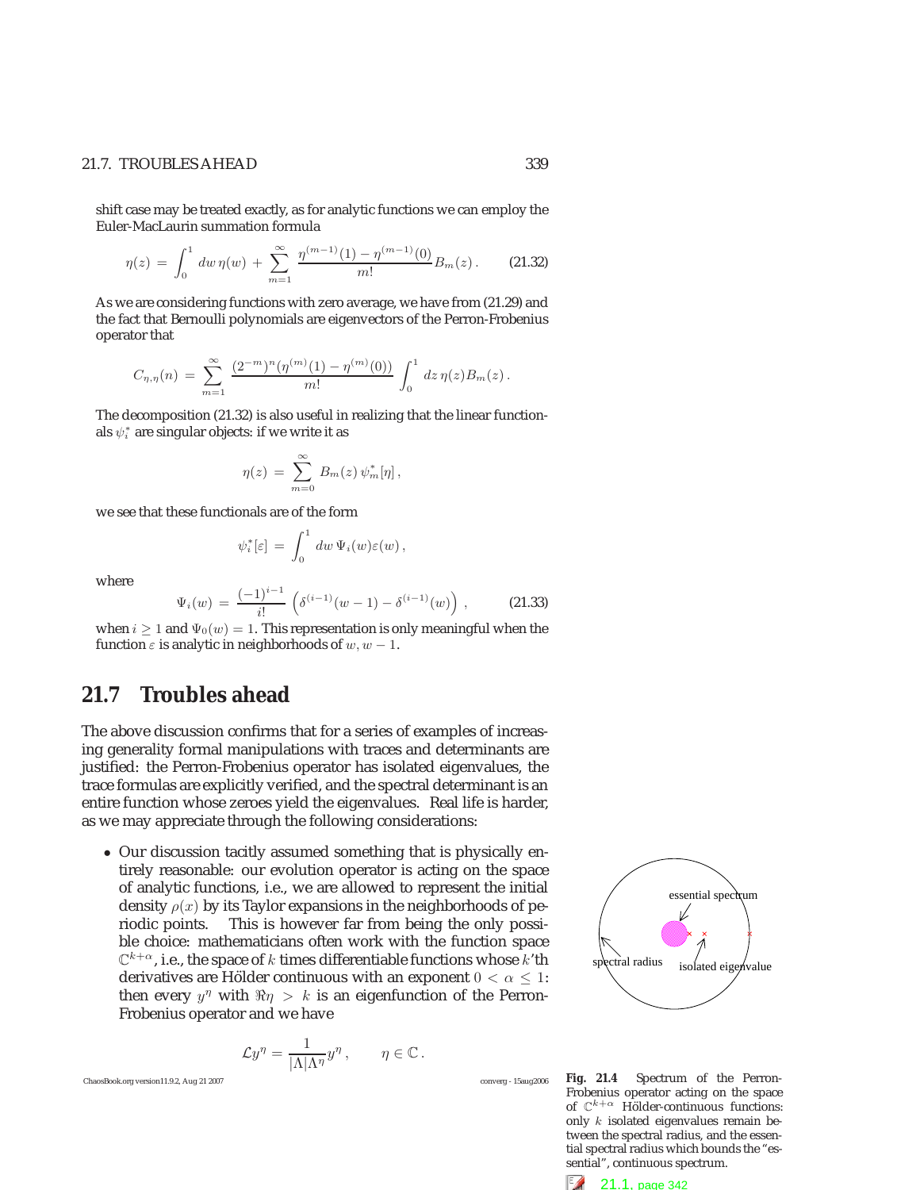shift case may be treated exactly, as for analytic functions we can employ the Euler-MacLaurin summation formula

$$\eta(z) = \int_0^1 dw\, \eta(w) + \sum_{m=1}^{\infty} \frac{\eta^{(m-1)}(1) - \eta^{(m-1)}(0)}{m!} B_m(z)\,. \qquad (21.32)$$

As we are considering functions with zero average, we have from (21.29) and the fact that Bernoulli polynomials are eigenvectors of the Perron-Frobenius operator that

$$C_{\eta,\eta}(n) = \sum_{m=1}^{\infty} \frac{(2^{-m})^n(\eta^{(m)}(1) - \eta^{(m)}(0))}{m!} \int_0^1 dz\, \eta(z) B_m(z)\,.$$

The decomposition (21.32) is also useful in realizing that the linear functionals $\psi_i^*$ are singular objects: if we write it as

$$\eta(z) = \sum_{m=0}^{\infty} B_m(z)\, \psi_m^*[\eta]\,,$$

we see that these functionals are of the form

$$\psi_i^*[\varepsilon] = \int_0^1 dw\, \Psi_i(w)\varepsilon(w)\,,$$

where

$$\Psi_i(w) = \frac{(-1)^{i-1}}{i!} \left(\delta^{(i-1)}(w-1) - \delta^{(i-1)}(w)\right)\,, \qquad (21.33)$$

when $i \geq 1$ and $\Psi_0(w) = 1$. This representation is only meaningful when the function $\varepsilon$ is analytic in neighborhoods of $w, w-1$.

## 21.7 Troubles ahead

The above discussion confirms that for a series of examples of increasing generality formal manipulations with traces and determinants are justified: the Perron-Frobenius operator has isolated eigenvalues, the trace formulas are explicitly verified, and the spectral determinant is an entire function whose zeroes yield the eigenvalues. Real life is harder, as we may appreciate through the following considerations:

- Our discussion tacitly assumed something that is physically entirely reasonable: our evolution operator is acting on the space of analytic functions, i.e., we are allowed to represent the initial density $\rho(x)$ by its Taylor expansions in the neighborhoods of periodic points. This is however far from being the only possible choice: mathematicians often work with the function space $\mathbb{C}^{k+\alpha}$, i.e., the space of $k$ times differentiable functions whose $k$'th derivatives are Hölder continuous with an exponent $0 < \alpha \leq 1$: then every $y^\eta$ with $\Re\eta > k$ is an eigenfunction of the Perron-Frobenius operator and we have

$$\mathcal{L}y^\eta = \frac{1}{|\Lambda|\Lambda^\eta} y^\eta\,, \qquad \eta \in \mathbb{C}\,.$$

**Fig. 21.4** Spectrum of the Perron-Frobenius operator acting on the space of $\mathbb{C}^{k+\alpha}$ Hölder-continuous functions: only $k$ isolated eigenvalues remain between the spectral radius, and the essential spectral radius which bounds the "essential", continuous spectrum.

21.1, page 342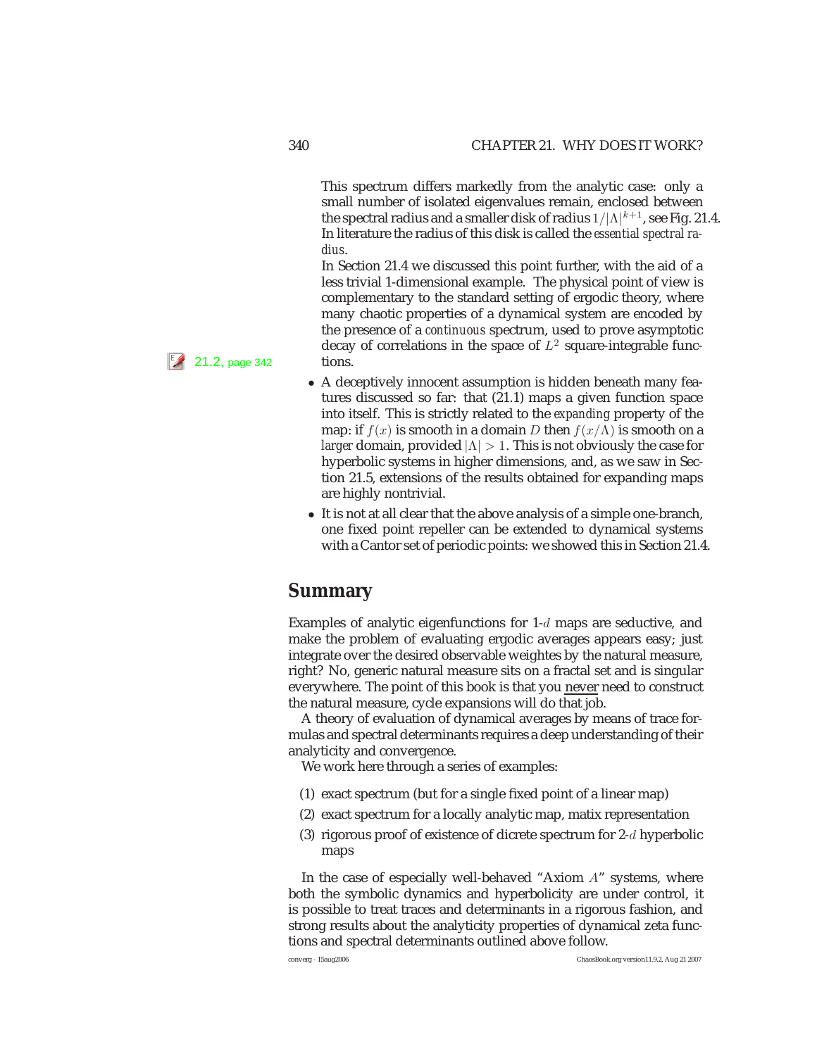This spectrum differs markedly from the analytic case: only a small number of isolated eigenvalues remain, enclosed between the spectral radius and a smaller disk of radius $1/|\Lambda|^{k+1}$, see Fig. 21.4. In literature the radius of this disk is called the *essential spectral radius*.

In Section 21.4 we discussed this point further, with the aid of a less trivial 1-dimensional example. The physical point of view is complementary to the standard setting of ergodic theory, where many chaotic properties of a dynamical system are encoded by the presence of a *continuous* spectrum, used to prove asymptotic decay of correlations in the space of $L^2$ square-integrable functions.

21.2, page 342

- A deceptively innocent assumption is hidden beneath many features discussed so far: that (21.1) maps a given function space into itself. This is strictly related to the *expanding* property of the map: if $f(x)$ is smooth in a domain $D$ then $f(x/\Lambda)$ is smooth on a *larger* domain, provided $|\Lambda| > 1$. This is not obviously the case for hyperbolic systems in higher dimensions, and, as we saw in Section 21.5, extensions of the results obtained for expanding maps are highly nontrivial.
- It is not at all clear that the above analysis of a simple one-branch, one fixed point repeller can be extended to dynamical systems with a Cantor set of periodic points: we showed this in Section 21.4.

## Summary

Examples of analytic eigenfunctions for 1-$d$ maps are seductive, and make the problem of evaluating ergodic averages appears easy; just integrate over the desired observable weightes by the natural measure, right? No, generic natural measure sits on a fractal set and is singular everywhere. The point of this book is that you <u>never</u> need to construct the natural measure, cycle expansions will do that job.

A theory of evaluation of dynamical averages by means of trace formulas and spectral determinants requires a deep understanding of their analyticity and convergence.

We work here through a series of examples:

(1) exact spectrum (but for a single fixed point of a linear map)

(2) exact spectrum for a locally analytic map, matix representation

(3) rigorous proof of existence of dicrete spectrum for 2-$d$ hyperbolic maps

In the case of especially well-behaved "Axiom $A$" systems, where both the symbolic dynamics and hyperbolicity are under control, it is possible to treat traces and determinants in a rigorous fashion, and strong results about the analyticity properties of dynamical zeta functions and spectral determinants outlined above follow.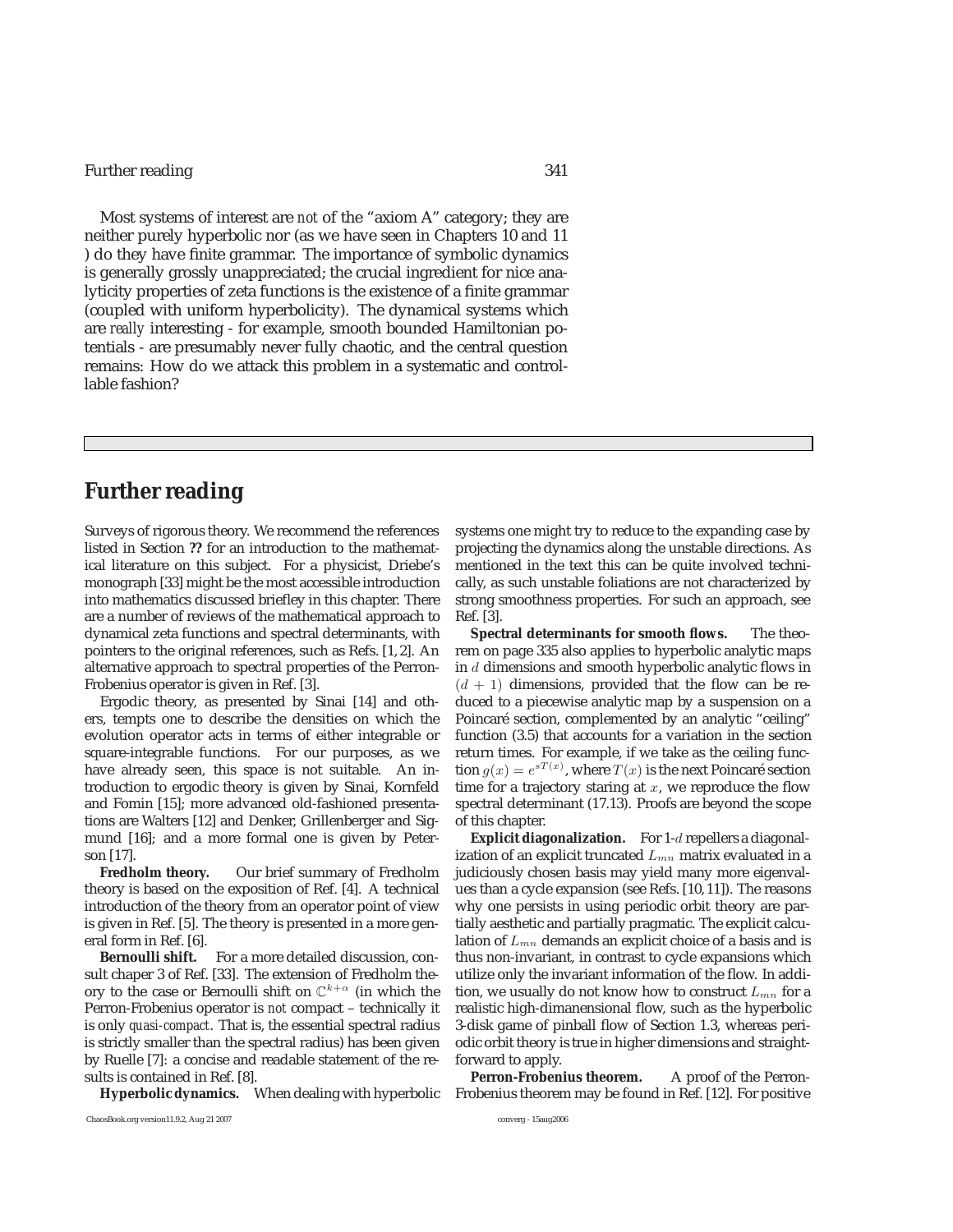Most systems of interest are *not* of the "axiom A" category; they are neither purely hyperbolic nor (as we have seen in Chapters 10 and 11 ) do they have finite grammar. The importance of symbolic dynamics is generally grossly unappreciated; the crucial ingredient for nice analyticity properties of zeta functions is the existence of a finite grammar (coupled with uniform hyperbolicity). The dynamical systems which are *really* interesting - for example, smooth bounded Hamiltonian potentials - are presumably never fully chaotic, and the central question remains: How do we attack this problem in a systematic and controllable fashion?

## Further reading

Surveys of rigorous theory. We recommend the references listed in Section **??** for an introduction to the mathematical literature on this subject. For a physicist, Driebe's monograph [33] might be the most accessible introduction into mathematics discussed briefley in this chapter. There are a number of reviews of the mathematical approach to dynamical zeta functions and spectral determinants, with pointers to the original references, such as Refs. [1, 2]. An alternative approach to spectral properties of the Perron-Frobenius operator is given in Ref. [3].

Ergodic theory, as presented by Sinai [14] and others, tempts one to describe the densities on which the evolution operator acts in terms of either integrable or square-integrable functions. For our purposes, as we have already seen, this space is not suitable. An introduction to ergodic theory is given by Sinai, Kornfeld and Fomin [15]; more advanced old-fashioned presentations are Walters [12] and Denker, Grillenberger and Sigmund [16]; and a more formal one is given by Peterson [17].

**Fredholm theory.** Our brief summary of Fredholm theory is based on the exposition of Ref. [4]. A technical introduction of the theory from an operator point of view is given in Ref. [5]. The theory is presented in a more general form in Ref. [6].

**Bernoulli shift.** For a more detailed discussion, consult chaper 3 of Ref. [33]. The extension of Fredholm theory to the case or Bernoulli shift on $\mathbb{C}^{k+\alpha}$ (in which the Perron-Frobenius operator is *not* compact – technically it is only *quasi-compact*. That is, the essential spectral radius is strictly smaller than the spectral radius) has been given by Ruelle [7]: a concise and readable statement of the results is contained in Ref. [8].

**Hyperbolic dynamics.** When dealing with hyperbolic systems one might try to reduce to the expanding case by projecting the dynamics along the unstable directions. As mentioned in the text this can be quite involved technically, as such unstable foliations are not characterized by strong smoothness properties. For such an approach, see Ref. [3].

**Spectral determinants for smooth flows.** The theorem on page 335 also applies to hyperbolic analytic maps in $d$ dimensions and smooth hyperbolic analytic flows in $(d+1)$ dimensions, provided that the flow can be reduced to a piecewise analytic map by a suspension on a Poincaré section, complemented by an analytic "ceiling" function (3.5) that accounts for a variation in the section return times. For example, if we take as the ceiling function $g(x) = e^{sT(x)}$, where $T(x)$ is the next Poincaré section time for a trajectory staring at $x$, we reproduce the flow spectral determinant (17.13). Proofs are beyond the scope of this chapter.

**Explicit diagonalization.** For 1-$d$ repellers a diagonalization of an explicit truncated $L_{mn}$ matrix evaluated in a judiciously chosen basis may yield many more eigenvalues than a cycle expansion (see Refs. [10, 11]). The reasons why one persists in using periodic orbit theory are partially aesthetic and partially pragmatic. The explicit calculation of $L_{mn}$ demands an explicit choice of a basis and is thus non-invariant, in contrast to cycle expansions which utilize only the invariant information of the flow. In addition, we usually do not know how to construct $L_{mn}$ for a realistic high-dimanensional flow, such as the hyperbolic 3-disk game of pinball flow of Section 1.3, whereas periodic orbit theory is true in higher dimensions and straightforward to apply.

**Perron-Frobenius theorem.** A proof of the Perron-Frobenius theorem may be found in Ref. [12]. For positive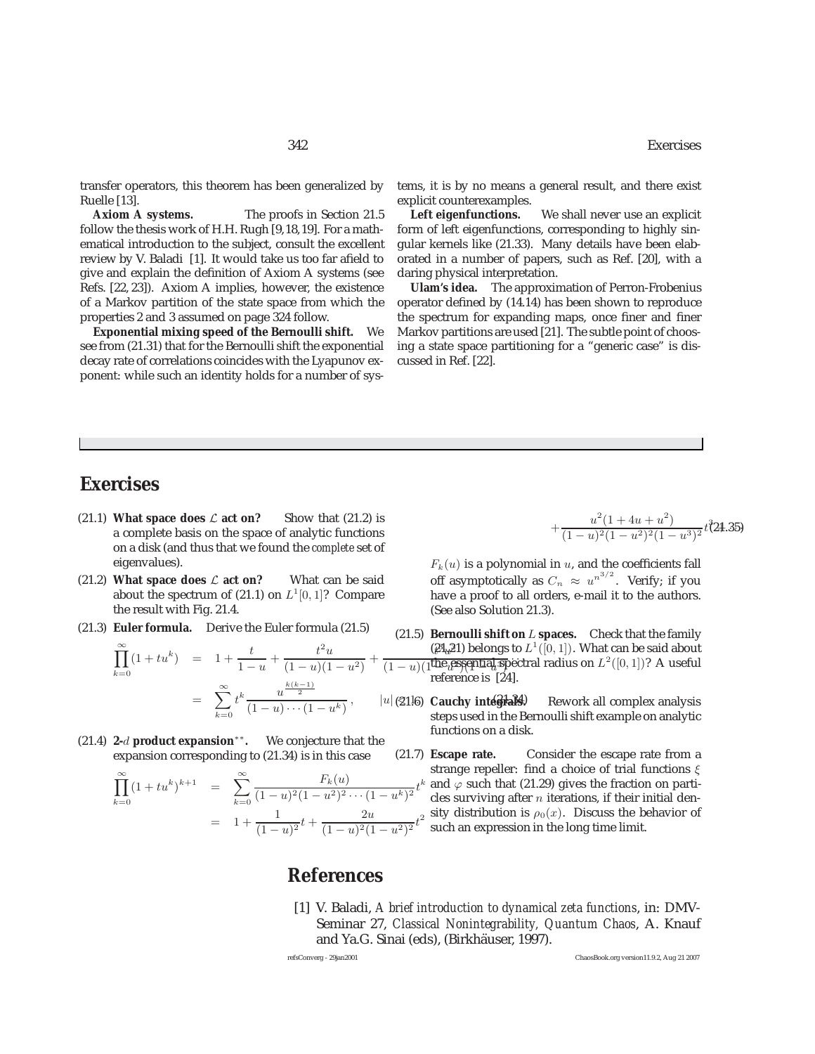transfer operators, this theorem has been generalized by Ruelle [13].

**Axiom A systems.** The proofs in Section 21.5 follow the thesis work of H.H. Rugh [9,18,19]. For a mathematical introduction to the subject, consult the excellent review by V. Baladi [1]. It would take us too far afield to give and explain the definition of Axiom A systems (see Refs. [22, 23]). Axiom A implies, however, the existence of a Markov partition of the state space from which the properties 2 and 3 assumed on page 324 follow.

**Exponential mixing speed of the Bernoulli shift.** We see from (21.31) that for the Bernoulli shift the exponential decay rate of correlations coincides with the Lyapunov exponent: while such an identity holds for a number of systems, it is by no means a general result, and there exist explicit counterexamples.

**Left eigenfunctions.** We shall never use an explicit form of left eigenfunctions, corresponding to highly singular kernels like (21.33). Many details have been elaborated in a number of papers, such as Ref. [20], with a daring physical interpretation.

**Ulam's idea.** The approximation of Perron-Frobenius operator defined by (14.14) has been shown to reproduce the spectrum for expanding maps, once finer and finer Markov partitions are used [21]. The subtle point of choosing a state space partitioning for a "generic case" is discussed in Ref. [22].

## Exercises

(21.1) **What space does $\mathcal{L}$ act on?** Show that (21.2) is a complete basis on the space of analytic functions on a disk (and thus that we found the *complete* set of eigenvalues).

(21.2) **What space does $\mathcal{L}$ act on?** What can be said about the spectrum of (21.1) on $L^1[0,1]$? Compare the result with Fig. 21.4.

(21.3) **Euler formula.** Derive the Euler formula (21.5)

$$
\begin{aligned}
\prod_{k=0}^{\infty}(1+tu^k) &= 1+\frac{t}{1-u}+\frac{t^2u}{(1-u)(1-u^2)}+\frac{t^3u^3}{(1-u)(1-u^2)(1-u^3)} \\
&= \sum_{k=0}^{\infty} t^k \frac{u^{\frac{k(k-1)}{2}}}{(1-u)\cdots(1-u^k)}, \qquad |u|<1. \qquad (21.34)
\end{aligned}
$$

(21.4) **2-$d$ product expansion$^{**}$.** We conjecture that the expansion corresponding to (21.34) is in this case

$$
\begin{aligned}
\prod_{k=0}^{\infty}(1+tu^k)^{k+1} &= \sum_{k=0}^{\infty} \frac{F_k(u)}{(1-u)^2(1-u^2)^2\cdots(1-u^k)^2}t^k \\
&= 1+\frac{1}{(1-u)^2}t+\frac{2u}{(1-u)^2(1-u^2)^2}t^2 \\
&\quad +\frac{u^2(1+4u+u^2)}{(1-u)^2(1-u^2)^2(1-u^3)^2}t^3 \qquad (21.35)
\end{aligned}
$$

$F_k(u)$ is a polynomial in $u$, and the coefficients fall off asymptotically as $C_n \approx u^{n^{3/2}}$. Verify; if you have a proof to all orders, e-mail it to the authors. (See also Solution 21.3).

(21.5) **Bernoulli shift on $L$ spaces.** Check that the family (21.21) belongs to $L^1([0,1])$. What can be said about the essential spectral radius on $L^2([0,1])$? A useful reference is [24].

(21.6) **Cauchy integrals.** Rework all complex analysis steps used in the Bernoulli shift example on analytic functions on a disk.

(21.7) **Escape rate.** Consider the escape rate from a strange repeller: find a choice of trial functions $\xi$ and $\varphi$ such that (21.29) gives the fraction on particles surviving after $n$ iterations, if their initial density distribution is $\rho_0(x)$. Discuss the behavior of such an expression in the long time limit.

## References

[1] V. Baladi, *A brief introduction to dynamical zeta functions*, in: DMV-Seminar 27, *Classical Nonintegrability, Quantum Chaos*, A. Knauf and Ya.G. Sinai (eds), (Birkhäuser, 1997).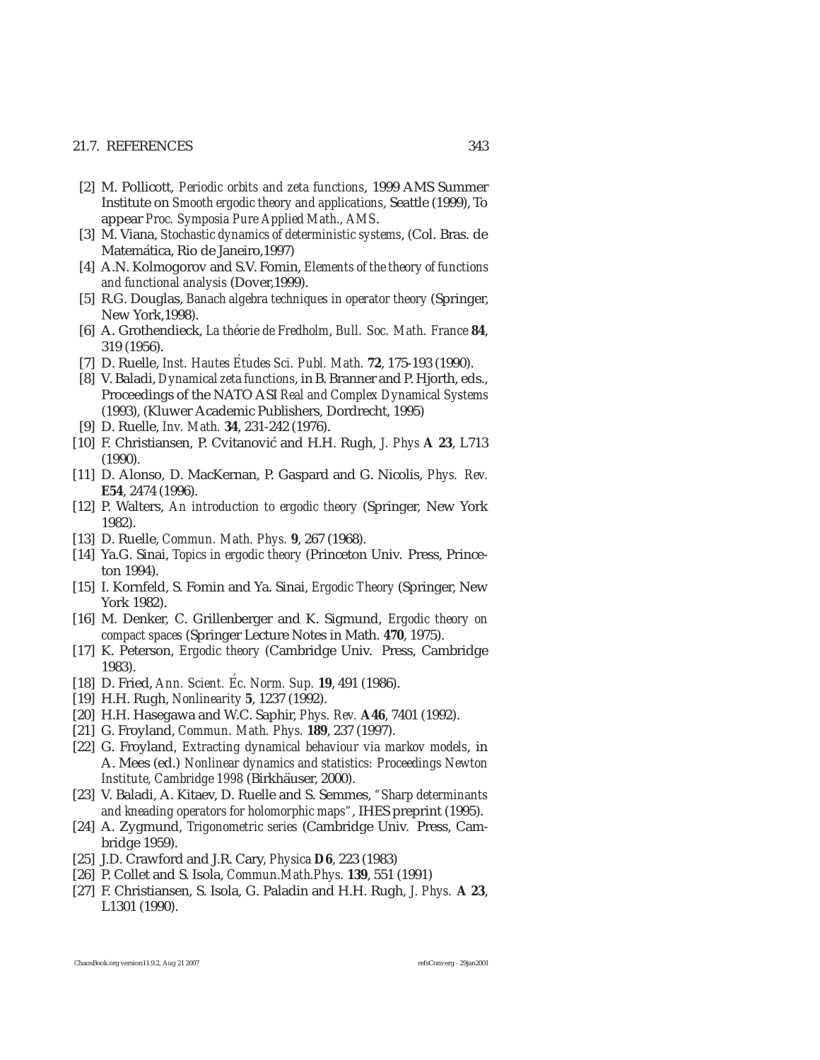[2] M. Pollicott, *Periodic orbits and zeta functions*, 1999 AMS Summer Institute on *Smooth ergodic theory and applications*, Seattle (1999), To appear *Proc. Symposia Pure Applied Math., AMS*.

[3] M. Viana, *Stochastic dynamics of deterministic systems*, (Col. Bras. de Matemática, Rio de Janeiro,1997)

[4] A.N. Kolmogorov and S.V. Fomin, *Elements of the theory of functions and functional analysis* (Dover,1999).

[5] R.G. Douglas, *Banach algebra techniques in operator theory* (Springer, New York,1998).

[6] A. Grothendieck, *La théorie de Fredholm*, *Bull. Soc. Math. France* **84**, 319 (1956).

[7] D. Ruelle, *Inst. Hautes Études Sci. Publ. Math.* **72**, 175-193 (1990).

[8] V. Baladi, *Dynamical zeta functions*, in B. Branner and P. Hjorth, eds., Proceedings of the NATO ASI *Real and Complex Dynamical Systems* (1993), (Kluwer Academic Publishers, Dordrecht, 1995)

[9] D. Ruelle, *Inv. Math.* **34**, 231-242 (1976).

[10] F. Christiansen, P. Cvitanović and H.H. Rugh, *J. Phys* **A 23**, L713 (1990).

[11] D. Alonso, D. MacKernan, P. Gaspard and G. Nicolis, *Phys. Rev.* **E54**, 2474 (1996).

[12] P. Walters, *An introduction to ergodic theory* (Springer, New York 1982).

[13] D. Ruelle, *Commun. Math. Phys.* **9**, 267 (1968).

[14] Ya.G. Sinai, *Topics in ergodic theory* (Princeton Univ. Press, Princeton 1994).

[15] I. Kornfeld, S. Fomin and Ya. Sinai, *Ergodic Theory* (Springer, New York 1982).

[16] M. Denker, C. Grillenberger and K. Sigmund, *Ergodic theory on compact spaces* (Springer Lecture Notes in Math. **470**, 1975).

[17] K. Peterson, *Ergodic theory* (Cambridge Univ. Press, Cambridge 1983).

[18] D. Fried, *Ann. Scient. Éc. Norm. Sup.* **19**, 491 (1986).

[19] H.H. Rugh, *Nonlinearity* **5**, 1237 (1992).

[20] H.H. Hasegawa and W.C. Saphir, *Phys. Rev.* **A46**, 7401 (1992).

[21] G. Froyland, *Commun. Math. Phys.* **189**, 237 (1997).

[22] G. Froyland, *Extracting dynamical behaviour via markov models*, in A. Mees (ed.) *Nonlinear dynamics and statistics: Proceedings Newton Institute, Cambridge 1998* (Birkhäuser, 2000).

[23] V. Baladi, A. Kitaev, D. Ruelle and S. Semmes, *"Sharp determinants and kneading operators for holomorphic maps"*, IHES preprint (1995).

[24] A. Zygmund, *Trigonometric series* (Cambridge Univ. Press, Cambridge 1959).

[25] J.D. Crawford and J.R. Cary, *Physica* **D6**, 223 (1983)

[26] P. Collet and S. Isola, *Commun.Math.Phys.* **139**, 551 (1991)

[27] F. Christiansen, S. Isola, G. Paladin and H.H. Rugh, *J. Phys.* **A 23**, L1301 (1990).